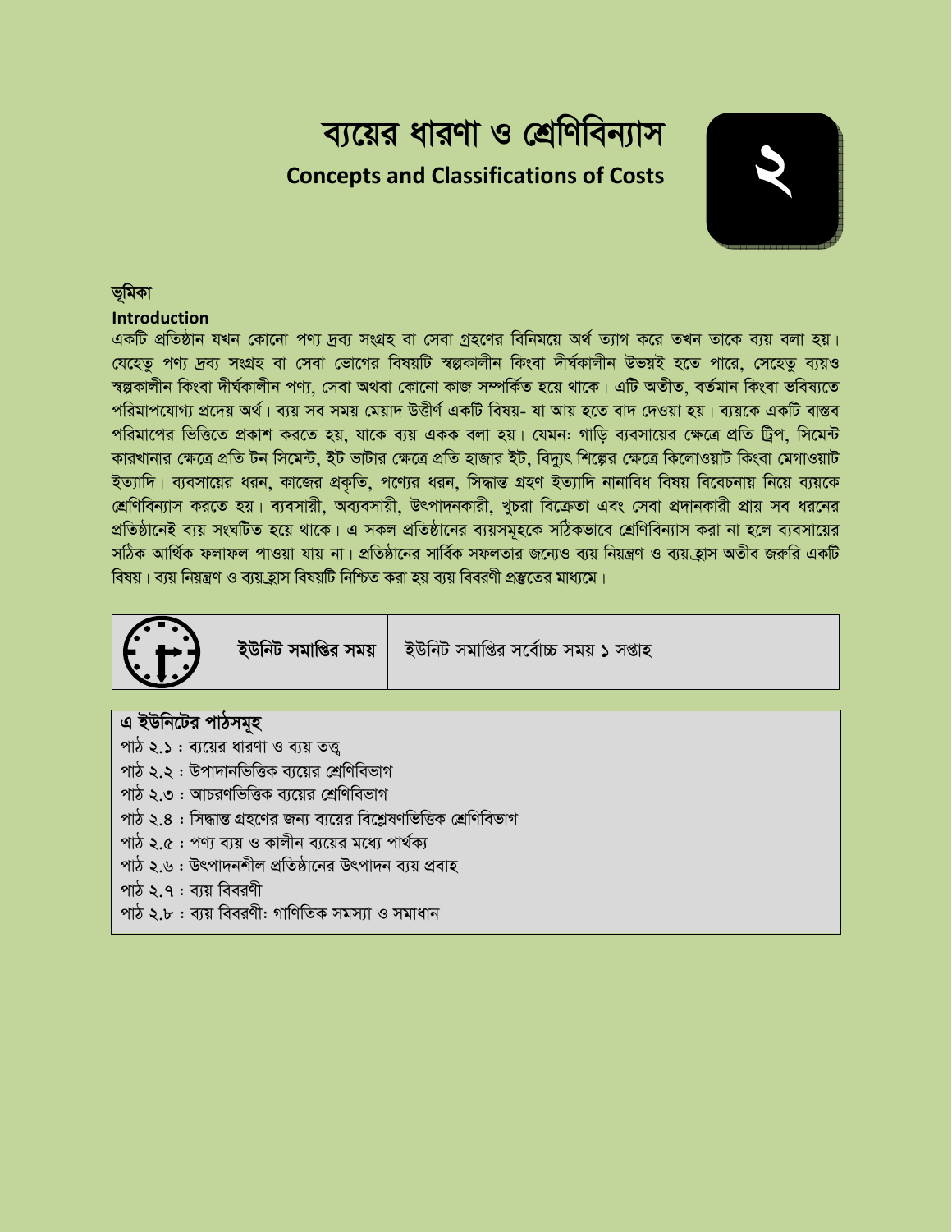# ব্যয়ের ধারণা ও শ্রেণিবিন্যাস

## Concepts and Classifications of Costs

২

### ভূমিকা

### Introduction

একটি প্রতিষ্ঠান যখন কোনো পণ্য দ্রব্য সংগ্রহ বা সেবা গ্রহণের বিনিময়ে অর্থ ত্যাগ করে তখন তাকে ব্যয় বলা হয়। যেহেতু পণ্য দ্রব্য সংগ্রহ বা সেবা ভোগের বিষয়টি স্বল্পকালীন কিংবা দীর্ঘকালীন উভয়ই হতে পারে, সেহেতু ব্যয়ও স্বল্পকালীন কিংবা দীর্ঘকালীন পণ্য, সেবা অথবা কোনো কাজ সম্পর্কিত হয়ে থাকে। এটি অতীত, বর্তমান কিংবা ভবিষ্যতে পরিমাপযোগ্য প্রদেয় অর্থ। ব্যয় সব সময় মেয়াদ উত্তীর্ণ একটি বিষয়- যা আয় হতে বাদ দেওয়া হয়। ব্যয়কে একটি বাস্তব পরিমাপের ভিত্তিতে প্রকাশ করতে হয়, যাকে ব্যয় একক বলা হয়। যেমনঃ গাড়ি ব্যবসায়ের ক্ষেত্রে প্রতি ট্রিপ, সিমেন্ট কারখানার ক্ষেত্রে প্রতি টন সিমেন্ট, ইট ভাটার ক্ষেত্রে প্রতি হাজার ইট, বিদ্যুৎ শিল্পের ক্ষেত্রে কিলোওয়াট কিংবা মেগাওয়াট ইত্যাদি। ব্যবসায়ের ধরন, কাজের প্রকৃতি, পণ্যের ধরন, সিদ্ধান্ত গ্রহণ ইত্যাদি নানাবিধ বিষয় বিবেচনায় নিয়ে ব্যয়কে শ্রেণিবিন্যাস করতে হয়। ব্যবসায়ী, অব্যবসায়ী, উৎপাদনকারী, খুচরা বিক্রেতা এবং সেবা প্রদানকারী প্রায় সব ধরনের প্রতিষ্ঠানেই ব্যয় সংঘটিত হয়ে থাকে। এ সকল প্রতিষ্ঠানের ব্যয়সমূহকে সঠিকভাবে শ্রেণিবিন্যাস করা না হলে ব্যবসায়ের সঠিক আর্থিক ফলাফল পাওয়া যায় না। প্রতিষ্ঠানের সার্বিক সফলতার জন্যেও ব্যয় নিয়ন্ত্রণ ও ব্যয়হ্রাস অতীব জরুরি একটি বিষয়। ব্যয় নিয়ন্ত্রণ ও ব্যয়হ্রাস বিষয়টি নিশ্চিত করা হয় ব্যয় বিবরণী প্রস্তুতের মাধ্যমে।

| | |
|---|---|
| **ইউনিট সমাপ্তির সময়** | ইউনিট সমাপ্তির সর্বোচ্চ সময় ১ সপ্তাহ |

**এ ইউনিটের পাঠসমূহ**

পাঠ ২.১ : ব্যয়ের ধারণা ও ব্যয় তত্ত্ব
পাঠ ২.২ : উপাদানভিত্তিক ব্যয়ের শ্রেণিবিভাগ
পাঠ ২.৩ : আচরণভিত্তিক ব্যয়ের শ্রেণিবিভাগ
পাঠ ২.৪ : সিদ্ধান্ত গ্রহণের জন্য ব্যয়ের বিশ্লেষণভিত্তিক শ্রেণিবিভাগ
পাঠ ২.৫ : পণ্য ব্যয় ও কালীন ব্যয়ের মধ্যে পার্থক্য
পাঠ ২.৬ : উৎপাদনশীল প্রতিষ্ঠানের উৎপাদন ব্যয় প্রবাহ
পাঠ ২.৭ : ব্যয় বিবরণী
পাঠ ২.৮ : ব্যয় বিবরণী: গাণিতিক সমস্যা ও সমাধান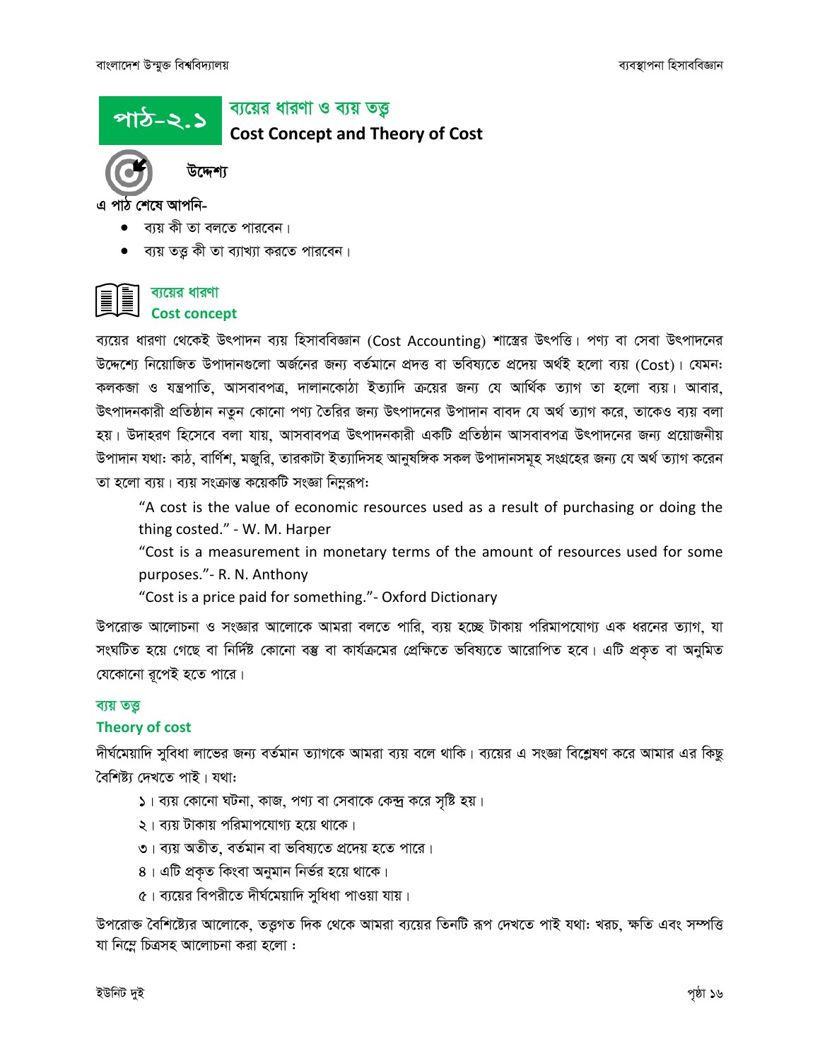# পাঠ-২.১ ব্যয়ের ধারণা ও ব্যয় তত্ত্ব
## Cost Concept and Theory of Cost

**উদ্দেশ্য**

এ পাঠ শেষে আপনি-

- ব্যয় কী তা বলতে পারবেন।
- ব্যয় তত্ত্ব কী তা ব্যাখ্যা করতে পারবেন।

### ব্যয়ের ধারণা
### Cost concept

ব্যয়ের ধারণা থেকেই উৎপাদন ব্যয় হিসাববিজ্ঞান (Cost Accounting) শাস্ত্রের উৎপত্তি। পণ্য বা সেবা উৎপাদনের উদ্দেশ্যে নিয়োজিত উপাদানগুলো অর্জনের জন্য বর্তমানে প্রদত্ত বা ভবিষ্যতে প্রদেয় অর্থই হলো ব্যয় (Cost)। যেমন: কলকব্জা ও যন্ত্রপাতি, আসবাবপত্র, দালানকোঠা ইত্যাদি ক্রয়ের জন্য যে আর্থিক ত্যাগ তা হলো ব্যয়। আবার, উৎপাদনকারী প্রতিষ্ঠান নতুন কোনো পণ্য তৈরির জন্য উৎপাদনের উপাদান বাবদ যে অর্থ ত্যাগ করে, তাকেও ব্যয় বলা হয়। উদাহরণ হিসেবে বলা যায়, আসবাবপত্র উৎপাদনকারী একটি প্রতিষ্ঠান আসবাবপত্র উৎপাদনের জন্য প্রয়োজনীয় উপাদান যথা: কাঠ, বার্ণিশ, মজুরি, তারকাটা ইত্যাদিসহ আনুষঙ্গিক সকল উপাদানসমূহ সংগ্রহের জন্য যে অর্থ ত্যাগ করেন তা হলো ব্যয়। ব্যয় সংক্রান্ত কয়েকটি সংজ্ঞা নিম্নরূপ:

> "A cost is the value of economic resources used as a result of purchasing or doing the thing costed." - W. M. Harper
>
> "Cost is a measurement in monetary terms of the amount of resources used for some purposes."- R. N. Anthony
>
> "Cost is a price paid for something."- Oxford Dictionary

উপরোক্ত আলোচনা ও সংজ্ঞার আলোকে আমরা বলতে পারি, ব্যয় হচ্ছে টাকায় পরিমাপযোগ্য এক ধরনের ত্যাগ, যা সংঘটিত হয়ে গেছে বা নির্দিষ্ট কোনো বস্তু বা কার্যক্রমের প্রেক্ষিতে ভবিষ্যতে আরোপিত হবে। এটি প্রকৃত বা অনুমিত যেকোনো রূপেই হতে পারে।

### ব্যয় তত্ত্ব
### Theory of cost

দীর্ঘমেয়াদি সুবিধা লাভের জন্য বর্তমান ত্যাগকে আমরা ব্যয় বলে থাকি। ব্যয়ের এ সংজ্ঞা বিশ্লেষণ করে আমার এর কিছু বৈশিষ্ট্য দেখতে পাই। যথা:

১। ব্যয় কোনো ঘটনা, কাজ, পণ্য বা সেবাকে কেন্দ্র করে সৃষ্টি হয়।
২। ব্যয় টাকায় পরিমাপযোগ্য হয়ে থাকে।
৩। ব্যয় অতীত, বর্তমান বা ভবিষ্যতে প্রদেয় হতে পারে।
৪। এটি প্রকৃত কিংবা অনুমান নির্ভর হয়ে থাকে।
৫। ব্যয়ের বিপরীতে দীর্ঘমেয়াদি সুবিধা পাওয়া যায়।

উপরোক্ত বৈশিষ্ট্যের আলোকে, তত্ত্বগত দিক থেকে আমরা ব্যয়ের তিনটি রূপ দেখতে পাই যথা: খরচ, ক্ষতি এবং সম্পত্তি যা নিম্নে চিত্রসহ আলোচনা করা হলো :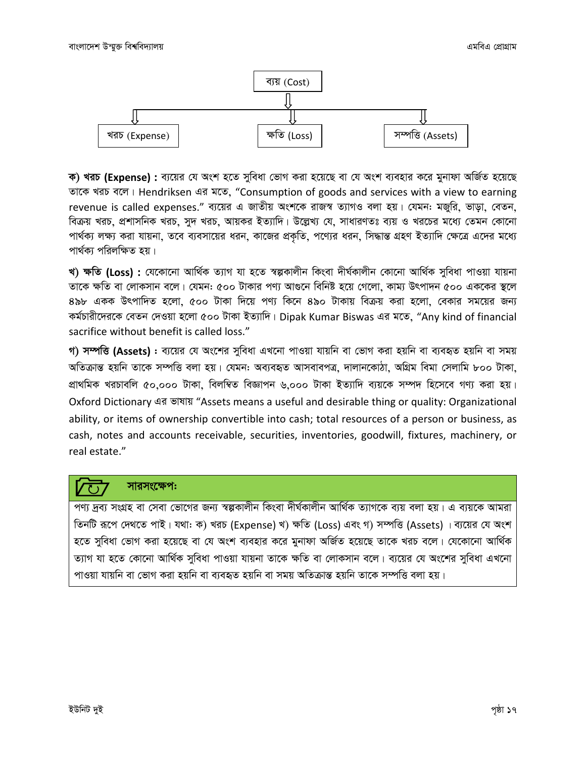ব্যয় (Cost)

খরচ (Expense) | ক্ষতি (Loss) | সম্পত্তি (Assets)

**ক) খরচ (Expense) :** ব্যয়ের যে অংশ হতে সুবিধা ভোগ করা হয়েছে বা যে অংশ ব্যবহার করে মুনাফা অর্জিত হয়েছে তাকে খরচ বলে। Hendriksen এর মতে, "Consumption of goods and services with a view to earning revenue is called expenses." ব্যয়ের এ জাতীয় অংশকে রাজস্ব ত্যাগও বলা হয়। যেমন: মজুরি, ভাড়া, বেতন, বিক্রয় খরচ, প্রশাসনিক খরচ, সুদ খরচ, আয়কর ইত্যাদি। উল্লেখ্য যে, সাধারণতঃ ব্যয় ও খরচের মধ্যে তেমন কোনো পার্থক্য লক্ষ্য করা যায়না, তবে ব্যবসায়ের ধরন, কাজের প্রকৃতি, পণ্যের ধরন, সিদ্ধান্ত গ্রহণ ইত্যাদি ক্ষেত্রে এদের মধ্যে পার্থক্য পরিলক্ষিত হয়।

**খ) ক্ষতি (Loss) :** যেকোনো আর্থিক ত্যাগ যা হতে স্বল্পকালীন কিংবা দীর্ঘকালীন কোনো আর্থিক সুবিধা পাওয়া যায়না তাকে ক্ষতি বা লোকসান বলে। যেমন: ৫০০ টাকার পণ্য আগুনে বিনিষ্ট হয়ে গেলো, কাম্য উৎপাদন ৫০০ এককের স্থলে ৪৯৮ একক উৎপাদিত হলো, ৫০০ টাকা দিয়ে পণ্য কিনে ৪৯০ টাকায় বিক্রয় করা হলো, বেকার সময়ের জন্য কর্মচারীদেরকে বেতন দেওয়া হলো ৫০০ টাকা ইত্যাদি। Dipak Kumar Biswas এর মতে, "Any kind of financial sacrifice without benefit is called loss."

**গ) সম্পত্তি (Assets) :** ব্যয়ের যে অংশের সুবিধা এখনো পাওয়া যায়নি বা ভোগ করা হয়নি বা ব্যবহৃত হয়নি বা সময় অতিক্রান্ত হয়নি তাকে সম্পত্তি বলা হয়। যেমন: অব্যবহৃত আসবাবপত্র, দালানকোঠা, অগ্রিম বিমা সেলামি ৮০০ টাকা, প্রাথমিক খরচাবলি ৫০,০০০ টাকা, বিলম্বিত বিজ্ঞাপন ৬,০০০ টাকা ইত্যাদি ব্যয়কে সম্পদ হিসেবে গণ্য করা হয়। Oxford Dictionary এর ভাষায় "Assets means a useful and desirable thing or quality: Organizational ability, or items of ownership convertible into cash; total resources of a person or business, as cash, notes and accounts receivable, securities, inventories, goodwill, fixtures, machinery, or real estate."

**সারসংক্ষেপ:**

পণ্য দ্রব্য সংগ্রহ বা সেবা ভোগের জন্য স্বল্পকালীন কিংবা দীর্ঘকালীন আর্থিক ত্যাগকে ব্যয় বলা হয়। এ ব্যয়কে আমরা তিনটি রূপে দেখতে পাই। যথা: ক) খরচ (Expense) খ) ক্ষতি (Loss) এবং গ) সম্পত্তি (Assets) । ব্যয়ের যে অংশ হতে সুবিধা ভোগ করা হয়েছে বা যে অংশ ব্যবহার করে মুনাফা অর্জিত হয়েছে তাকে খরচ বলে। যেকোনো আর্থিক ত্যাগ যা হতে কোনো আর্থিক সুবিধা পাওয়া যায়না তাকে ক্ষতি বা লোকসান বলে। ব্যয়ের যে অংশের সুবিধা এখনো পাওয়া যায়নি বা ভোগ করা হয়নি বা ব্যবহৃত হয়নি বা সময় অতিক্রান্ত হয়নি তাকে সম্পত্তি বলা হয়।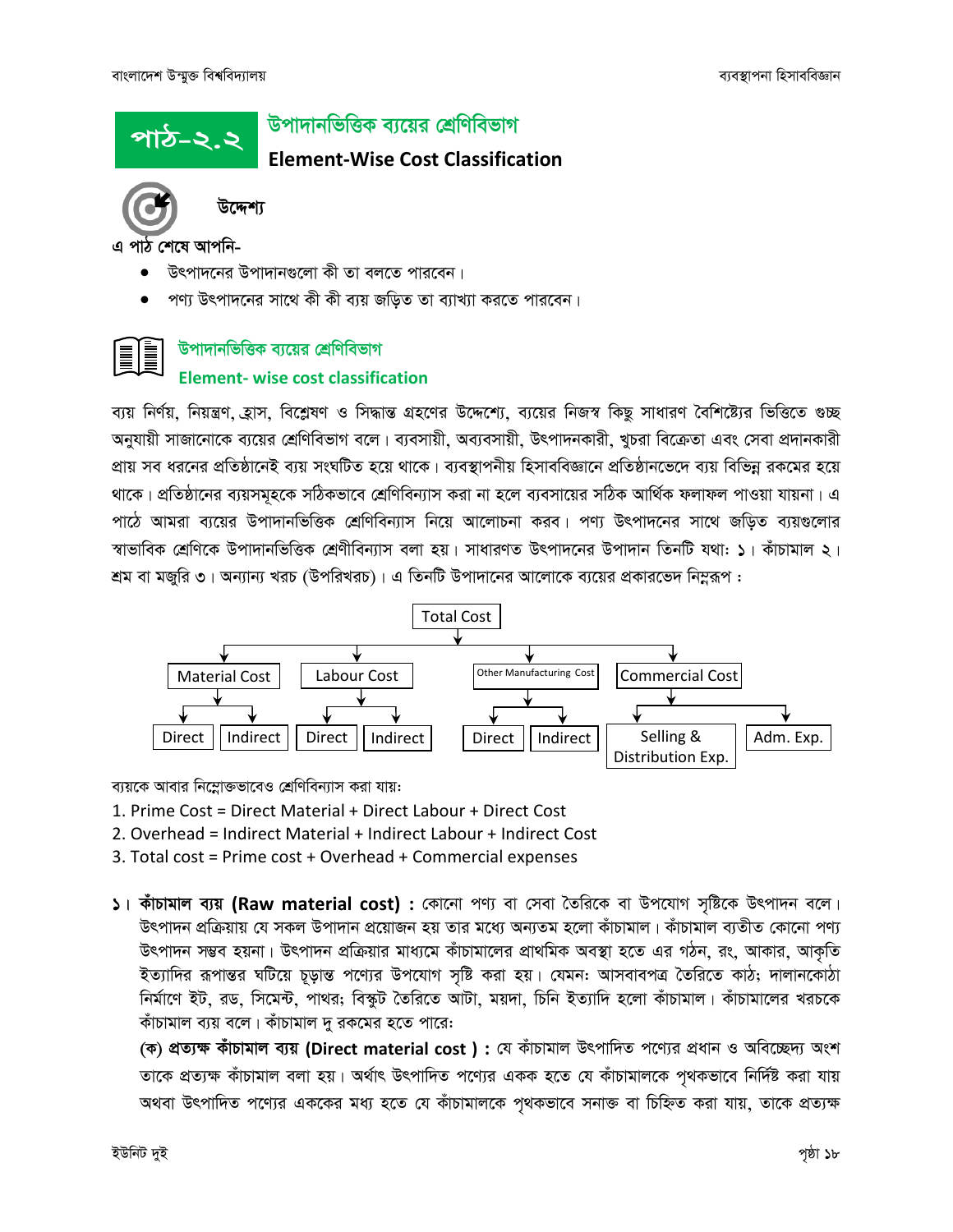# পাঠ-২.২ উপাদানভিত্তিক ব্যয়ের শ্রেণিবিভাগ

## Element-Wise Cost Classification

### উদ্দেশ্য

এ পাঠ শেষে আপনি-

- উৎপাদনের উপাদানগুলো কী তা বলতে পারবেন।
- পণ্য উৎপাদনের সাথে কী কী ব্যয় জড়িত তা ব্যাখ্যা করতে পারবেন।

## উপাদানভিত্তিক ব্যয়ের শ্রেণিবিভাগ

## Element- wise cost classification

ব্যয় নির্ণয়, নিয়ন্ত্রণ, হ্রাস, বিশ্লেষণ ও সিদ্ধান্ত গ্রহণের উদ্দেশ্যে, ব্যয়ের নিজস্ব কিছু সাধারণ বৈশিষ্ট্যের ভিত্তিতে গুচ্ছ অনুযায়ী সাজানোকে ব্যয়ের শ্রেণিবিভাগ বলে। ব্যবসায়ী, অব্যবসায়ী, উৎপাদনকারী, খুচরা বিক্রেতা এবং সেবা প্রদানকারী প্রায় সব ধরনের প্রতিষ্ঠানেই ব্যয় সংঘটিত হয়ে থাকে। ব্যবস্থাপনীয় হিসাববিজ্ঞানে প্রতিষ্ঠানভেদে ব্যয় বিভিন্ন রকমের হয়ে থাকে। প্রতিষ্ঠানের ব্যয়সমূহকে সঠিকভাবে শ্রেণিবিন্যাস করা না হলে ব্যবসায়ের সঠিক আর্থিক ফলাফল পাওয়া যায়না। এ পাঠে আমরা ব্যয়ের উপাদানভিত্তিক শ্রেণিবিন্যাস নিয়ে আলোচনা করব। পণ্য উৎপাদনের সাথে জড়িত ব্যয়গুলোর স্বাভাবিক শ্রেণিকে উপাদানভিত্তিক শ্রেণীবিন্যাস বলা হয়। সাধারণত উৎপাদনের উপাদান তিনটি যথা: ১। কাঁচামাল ২। শ্রম বা মজুরি ৩। অন্যান্য খরচ (উপরিখরচ)। এ তিনটি উপাদানের আলোকে ব্যয়ের প্রকারভেদ নিম্নরূপ :

Total Cost
Material Cost
Labour Cost
Other Manufacturing Cost
Commercial Cost
Direct
Indirect
Direct
Indirect
Direct
Indirect
Selling & Distribution Exp.
Adm. Exp.

ব্যয়কে আবার নিম্নোক্তভাবেও শ্রেণিবিন্যাস করা যায়:

1. Prime Cost = Direct Material + Direct Labour + Direct Cost
2. Overhead = Indirect Material + Indirect Labour + Indirect Cost
3. Total cost = Prime cost + Overhead + Commercial expenses

১। **কাঁচামাল ব্যয় (Raw material cost) :** কোনো পণ্য বা সেবা তৈরিকে বা উপযোগ সৃষ্টিকে উৎপাদন বলে। উৎপাদন প্রক্রিয়ায় যে সকল উপাদান প্রয়োজন হয় তার মধ্যে অন্যতম হলো কাঁচামাল। কাঁচামাল ব্যতীত কোনো পণ্য উৎপাদন সম্ভব হয়না। উৎপাদন প্রক্রিয়ার মাধ্যমে কাঁচামালের প্রাথমিক অবস্থা হতে এর গঠন, রং, আকার, আকৃতি ইত্যাদির রূপান্তর ঘটিয়ে চূড়ান্ত পণ্যের উপযোগ সৃষ্টি করা হয়। যেমন: আসবাবপত্র তৈরিতে কাঠ; দালানকোঠা নির্মাণে ইট, রড, সিমেন্ট, পাথর; বিস্কুট তৈরিতে আটা, ময়দা, চিনি ইত্যাদি হলো কাঁচামাল। কাঁচামালের খরচকে কাঁচামাল ব্যয় বলে। কাঁচামাল দু রকমের হতে পারে:

**(ক) প্রত্যক্ষ কাঁচামাল ব্যয় (Direct material cost ) :** যে কাঁচামাল উৎপাদিত পণ্যের প্রধান ও অবিচ্ছেদ্য অংশ তাকে প্রত্যক্ষ কাঁচামাল বলা হয়। অর্থাৎ উৎপাদিত পণ্যের একক হতে যে কাঁচামালকে পৃথকভাবে নির্দিষ্ট করা যায় অথবা উৎপাদিত পণ্যের এককের মধ্য হতে যে কাঁচামালকে পৃথকভাবে সনাক্ত বা চিহ্নিত করা যায়, তাকে প্রত্যক্ষ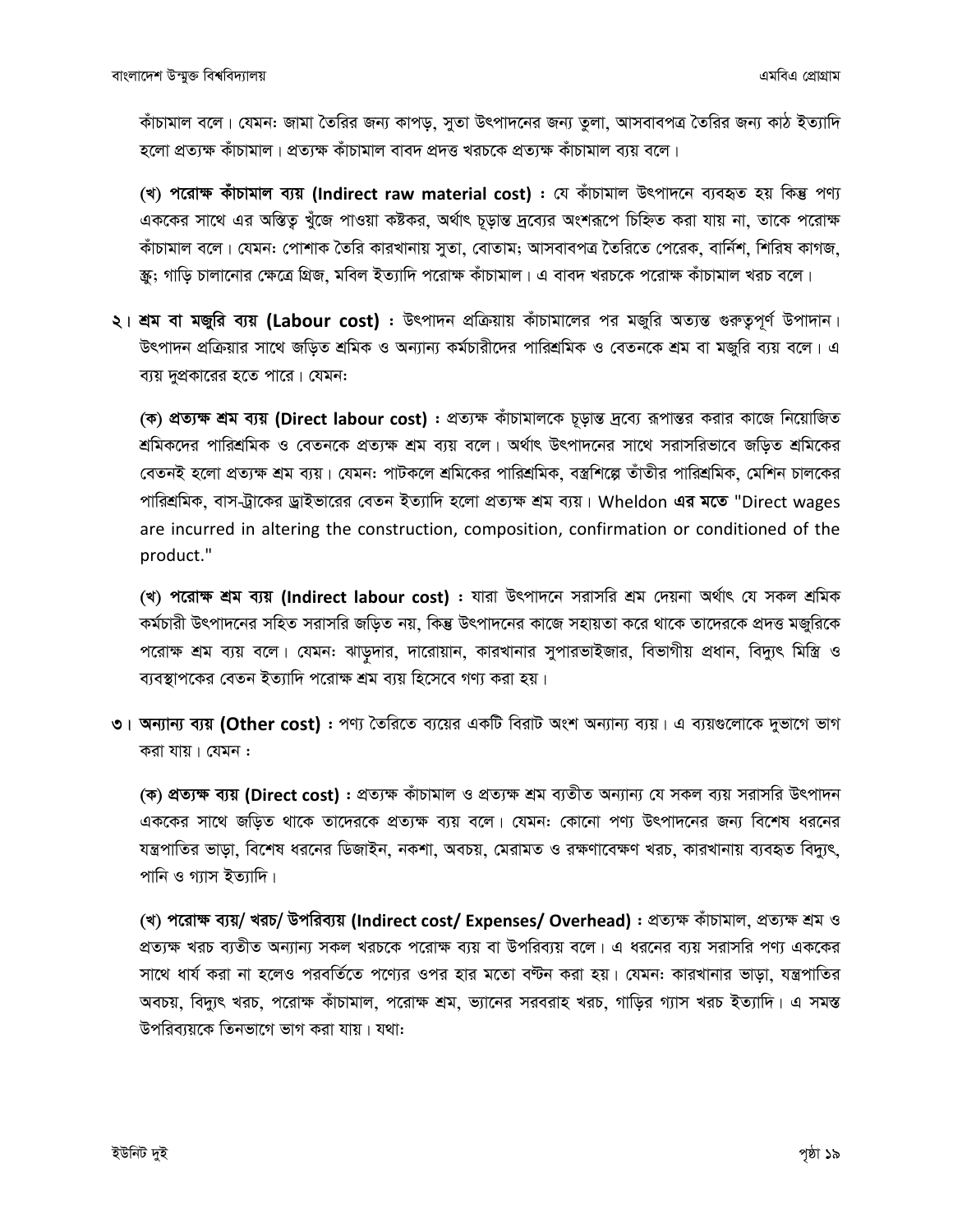কাঁচামাল বলে। যেমনঃ জামা তৈরির জন্য কাপড়, সুতা উৎপাদনের জন্য তুলা, আসবাবপত্র তৈরির জন্য কাঠ ইত্যাদি হলো প্রত্যক্ষ কাঁচামাল। প্রত্যক্ষ কাঁচামাল বাবদ প্রদত্ত খরচকে প্রত্যক্ষ কাঁচামাল ব্যয় বলে।

**(খ) পরোক্ষ কাঁচামাল ব্যয় (Indirect raw material cost) :** যে কাঁচামাল উৎপাদনে ব্যবহৃত হয় কিন্তু পণ্য এককের সাথে এর অস্তিত্ব খুঁজে পাওয়া কষ্টকর, অর্থাৎ চূড়ান্ত দ্রব্যের অংশরূপে চিহ্নিত করা যায় না, তাকে পরোক্ষ কাঁচামাল বলে। যেমনঃ পোশাক তৈরি কারখানায় সুতা, বোতাম; আসবাবপত্র তৈরিতে পেরেক, বার্নিশ, শিরিষ কাগজ, স্ক্রু; গাড়ি চালানোর ক্ষেত্রে গ্রিজ, মবিল ইত্যাদি পরোক্ষ কাঁচামাল। এ বাবদ খরচকে পরোক্ষ কাঁচামাল খরচ বলে।

২। **শ্রম বা মজুরি ব্যয় (Labour cost) :** উৎপাদন প্রক্রিয়ায় কাঁচামালের পর মজুরি অত্যন্ত গুরুত্বপূর্ণ উপাদান। উৎপাদন প্রক্রিয়ার সাথে জড়িত শ্রমিক ও অন্যান্য কর্মচারীদের পারিশ্রমিক ও বেতনকে শ্রম বা মজুরি ব্যয় বলে। এ ব্যয় দুপ্রকারের হতে পারে। যেমনঃ

**(ক) প্রত্যক্ষ শ্রম ব্যয় (Direct labour cost) :** প্রত্যক্ষ কাঁচামালকে চূড়ান্ত দ্রব্যে রূপান্তর করার কাজে নিয়োজিত শ্রমিকদের পারিশ্রমিক ও বেতনকে প্রত্যক্ষ শ্রম ব্যয় বলে। অর্থাৎ উৎপাদনের সাথে সরাসরিভাবে জড়িত শ্রমিকের বেতনই হলো প্রত্যক্ষ শ্রম ব্যয়। যেমনঃ পাটকলে শ্রমিকের পারিশ্রমিক, বস্ত্রশিল্পে তাঁতীর পারিশ্রমিক, মেশিন চালকের পারিশ্রমিক, বাস-ট্রাকের ড্রাইভারের বেতন ইত্যাদি হলো প্রত্যক্ষ শ্রম ব্যয়। Wheldon **এর মতে** "Direct wages are incurred in altering the construction, composition, confirmation or conditioned of the product."

**(খ) পরোক্ষ শ্রম ব্যয় (Indirect labour cost) :** যারা উৎপাদনে সরাসরি শ্রম দেয়না অর্থাৎ যে সকল শ্রমিক কর্মচারী উৎপাদনের সহিত সরাসরি জড়িত নয়, কিন্তু উৎপাদনের কাজে সহায়তা করে থাকে তাদেরকে প্রদত্ত মজুরিকে পরোক্ষ শ্রম ব্যয় বলে। যেমনঃ ঝাড়ুদার, দারোয়ান, কারখানার সুপারভাইজার, বিভাগীয় প্রধান, বিদ্যুৎ মিস্ত্রি ও ব্যবস্থাপকের বেতন ইত্যাদি পরোক্ষ শ্রম ব্যয় হিসেবে গণ্য করা হয়।

৩। **অন্যান্য ব্যয় (Other cost) :** পণ্য তৈরিতে ব্যয়ের একটি বিরাট অংশ অন্যান্য ব্যয়। এ ব্যয়গুলোকে দুভাগে ভাগ করা যায়। যেমন :

**(ক) প্রত্যক্ষ ব্যয় (Direct cost) :** প্রত্যক্ষ কাঁচামাল ও প্রত্যক্ষ শ্রম ব্যতীত অন্যান্য যে সকল ব্যয় সরাসরি উৎপাদন এককের সাথে জড়িত থাকে তাদেরকে প্রত্যক্ষ ব্যয় বলে। যেমনঃ কোনো পণ্য উৎপাদনের জন্য বিশেষ ধরনের যন্ত্রপাতির ভাড়া, বিশেষ ধরনের ডিজাইন, নকশা, অবচয়, মেরামত ও রক্ষণাবেক্ষণ খরচ, কারখানায় ব্যবহৃত বিদ্যুৎ, পানি ও গ্যাস ইত্যাদি।

**(খ) পরোক্ষ ব্যয়/ খরচ/ উপরিব্যয় (Indirect cost/ Expenses/ Overhead) :** প্রত্যক্ষ কাঁচামাল, প্রত্যক্ষ শ্রম ও প্রত্যক্ষ খরচ ব্যতীত অন্যান্য সকল খরচকে পরোক্ষ ব্যয় বা উপরিব্যয় বলে। এ ধরনের ব্যয় সরাসরি পণ্য এককের সাথে ধার্য করা না হলেও পরবর্তিতে পণ্যের ওপর হার মতো বণ্টন করা হয়। যেমনঃ কারখানার ভাড়া, যন্ত্রপাতির অবচয়, বিদ্যুৎ খরচ, পরোক্ষ কাঁচামাল, পরোক্ষ শ্রম, ভ্যানের সরবরাহ খরচ, গাড়ির গ্যাস খরচ ইত্যাদি। এ সমস্ত উপরিব্যয়কে তিনভাগে ভাগ করা যায়। যথাঃ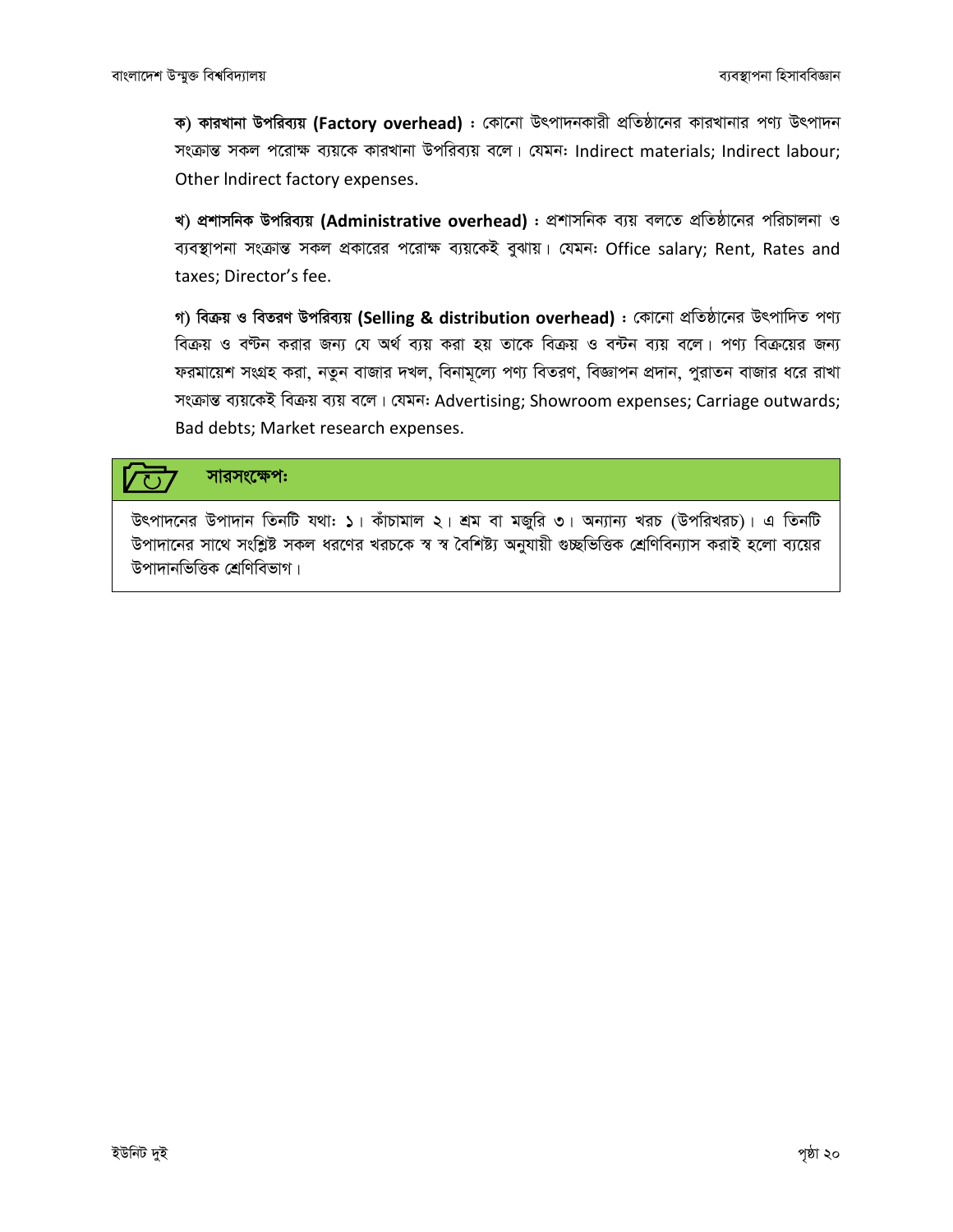**ক) কারখানা উপরিব্যয় (Factory overhead) :** কোনো উৎপাদনকারী প্রতিষ্ঠানের কারখানার পণ্য উৎপাদন সংক্রান্ত সকল পরোক্ষ ব্যয়কে কারখানা উপরিব্যয় বলে। যেমনঃ Indirect materials; Indirect labour; Other Indirect factory expenses.

**খ) প্রশাসনিক উপরিব্যয় (Administrative overhead) :** প্রশাসনিক ব্যয় বলতে প্রতিষ্ঠানের পরিচালনা ও ব্যবস্থাপনা সংক্রান্ত সকল প্রকারের পরোক্ষ ব্যয়কেই বুঝায়। যেমনঃ Office salary; Rent, Rates and taxes; Director's fee.

**গ) বিক্রয় ও বিতরণ উপরিব্যয় (Selling & distribution overhead) :** কোনো প্রতিষ্ঠানের উৎপাদিত পণ্য বিক্রয় ও বণ্টন করার জন্য যে অর্থ ব্যয় করা হয় তাকে বিক্রয় ও বন্টন ব্যয় বলে। পণ্য বিক্রয়ের জন্য ফরমায়েশ সংগ্রহ করা, নতুন বাজার দখল, বিনামূল্যে পণ্য বিতরণ, বিজ্ঞাপন প্রদান, পুরাতন বাজার ধরে রাখা সংক্রান্ত ব্যয়কেই বিক্রয় ব্যয় বলে। যেমনঃ Advertising; Showroom expenses; Carriage outwards; Bad debts; Market research expenses.

### সারসংক্ষেপঃ

উৎপাদনের উপাদান তিনটি যথাঃ ১। কাঁচামাল ২। শ্রম বা মজুরি ৩। অন্যান্য খরচ (উপরিখরচ)। এ তিনটি উপাদানের সাথে সংশ্লিষ্ট সকল ধরণের খরচকে স্ব স্ব বৈশিষ্ট্য অনুযায়ী গুচ্ছভিত্তিক শ্রেণিবিন্যাস করাই হলো ব্যয়ের উপাদানভিত্তিক শ্রেণিবিভাগ।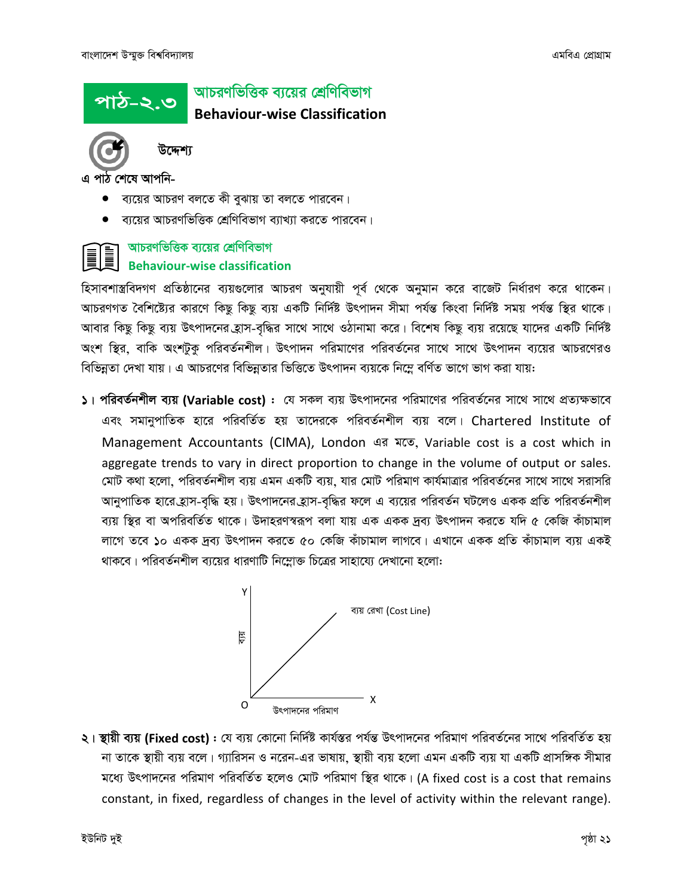# পাঠ-২.৩ আচরণভিত্তিক ব্যয়ের শ্রেণিবিভাগ
## Behaviour-wise Classification

**উদ্দেশ্য**

**এ পাঠ শেষে আপনি-**

- ব্যয়ের আচরণ বলতে কী বুঝায় তা বলতে পারবেন।
- ব্যয়ের আচরণভিত্তিক শ্রেণিবিভাগ ব্যাখ্যা করতে পারবেন।

## আচরণভিত্তিক ব্যয়ের শ্রেণিবিভাগ
## Behaviour-wise classification

হিসাবশাস্ত্রবিদগণ প্রতিষ্ঠানের ব্যয়গুলোর আচরণ অনুযায়ী পূর্ব থেকে অনুমান করে বাজেট নির্ধারণ করে থাকেন। আচরণগত বৈশিষ্ট্যের কারণে কিছু কিছু ব্যয় একটি নির্দিষ্ট উৎপাদন সীমা পর্যন্ত কিংবা নির্দিষ্ট সময় পর্যন্ত স্থির থাকে। আবার কিছু কিছু ব্যয় উৎপাদনের হ্রাস-বৃদ্ধির সাথে সাথে ওঠানামা করে। বিশেষ কিছু ব্যয় রয়েছে যাদের একটি নির্দিষ্ট অংশ স্থির, বাকি অংশটুকু পরিবর্তনশীল। উৎপাদন পরিমাণের পরিবর্তনের সাথে সাথে উৎপাদন ব্যয়ের আচরণেরও বিভিন্নতা দেখা যায়। এ আচরণের বিভিন্নতার ভিত্তিতে উৎপাদন ব্যয়কে নিম্নে বর্ণিত ভাগে ভাগ করা যায়:

১। **পরিবর্তনশীল ব্যয় (Variable cost) :** যে সকল ব্যয় উৎপাদনের পরিমাণের পরিবর্তনের সাথে সাথে প্রত্যক্ষভাবে এবং সমানুপাতিক হারে পরিবর্তিত হয় তাদেরকে পরিবর্তনশীল ব্যয় বলে। Chartered Institute of Management Accountants (CIMA), London এর মতে, Variable cost is a cost which in aggregate trends to vary in direct proportion to change in the volume of output or sales. মোট কথা হলো, পরিবর্তনশীল ব্যয় এমন একটি ব্যয়, যার মোট পরিমাণ কার্যমাত্রার পরিবর্তনের সাথে সাথে সরাসরি আনুপাতিক হারে হ্রাস-বৃদ্ধি হয়। উৎপাদনের হ্রাস-বৃদ্ধির ফলে এ ব্যয়ের পরিবর্তন ঘটলেও একক প্রতি পরিবর্তনশীল ব্যয় স্থির বা অপরিবর্তিত থাকে। উদাহরণস্বরূপ বলা যায় এক একক দ্রব্য উৎপাদন করতে যদি ৫ কেজি কাঁচামাল লাগে তবে ১০ একক দ্রব্য উৎপাদন করতে ৫০ কেজি কাঁচামাল লাগবে। এখানে একক প্রতি কাঁচামাল ব্যয় একই থাকবে। পরিবর্তনশীল ব্যয়ের ধারণাটি নিম্নোক্ত চিত্রের সাহায্যে দেখানো হলো:

Y

ব্যয়

ব্যয় রেখা (Cost Line)

O

উৎপাদনের পরিমাণ

X

২। **স্থায়ী ব্যয় (Fixed cost) :** যে ব্যয় কোনো নির্দিষ্ট কার্যস্তর পর্যন্ত উৎপাদনের পরিমাণ পরিবর্তনের সাথে পরিবর্তিত হয় না তাকে স্থায়ী ব্যয় বলে। গ্যারিসন ও নরেন-এর ভাষায়, স্থায়ী ব্যয় হলো এমন একটি ব্যয় যা একটি প্রাসঙ্গিক সীমার মধ্যে উৎপাদনের পরিমাণ পরিবর্তিত হলেও মোট পরিমাণ স্থির থাকে। (A fixed cost is a cost that remains constant, in fixed, regardless of changes in the level of activity within the relevant range).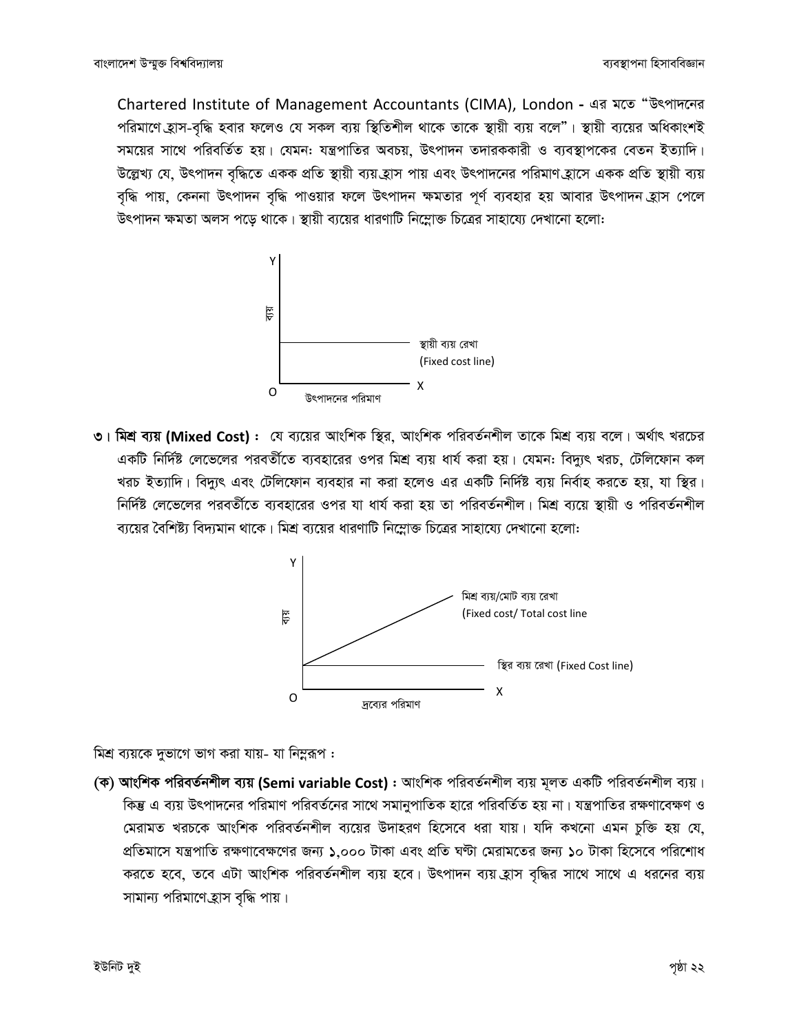Chartered Institute of Management Accountants (CIMA), London - এর মতে "উৎপাদনের পরিমাণে হ্রাস-বৃদ্ধি হবার ফলেও যে সকল ব্যয় স্থিতিশীল থাকে তাকে স্থায়ী ব্যয় বলে"। স্থায়ী ব্যয়ের অধিকাংশই সময়ের সাথে পরিবর্তিত হয়। যেমনঃ যন্ত্রপাতির অবচয়, উৎপাদন তদারককারী ও ব্যবস্থাপকের বেতন ইত্যাদি। উল্লেখ্য যে, উৎপাদন বৃদ্ধিতে একক প্রতি স্থায়ী ব্যয় হ্রাস পায় এবং উৎপাদনের পরিমাণ হ্রাসে একক প্রতি স্থায়ী ব্যয় বৃদ্ধি পায়, কেননা উৎপাদন বৃদ্ধি পাওয়ার ফলে উৎপাদন ক্ষমতার পূর্ণ ব্যবহার হয় আবার উৎপাদন হ্রাস পেলে উৎপাদন ক্ষমতা অলস পড়ে থাকে। স্থায়ী ব্যয়ের ধারণাটি নিম্নোক্ত চিত্রের সাহায্যে দেখানো হলোঃ

Y

ব্যয়

স্থায়ী ব্যয় রেখা

(Fixed cost line)

O

উৎপাদনের পরিমাণ

X

৩। **মিশ্র ব্যয় (Mixed Cost) :** যে ব্যয়ের আংশিক স্থির, আংশিক পরিবর্তনশীল তাকে মিশ্র ব্যয় বলে। অর্থাৎ খরচের একটি নির্দিষ্ট লেভেলের পরবর্তীতে ব্যবহারের ওপর মিশ্র ব্যয় ধার্য করা হয়। যেমনঃ বিদ্যুৎ খরচ, টেলিফোন কল খরচ ইত্যাদি। বিদ্যুৎ এবং টেলিফোন ব্যবহার না করা হলেও এর একটি নির্দিষ্ট ব্যয় নির্বাহ করতে হয়, যা স্থির। নির্দিষ্ট লেভেলের পরবর্তীতে ব্যবহারের ওপর যা ধার্য করা হয় তা পরিবর্তনশীল। মিশ্র ব্যয়ে স্থায়ী ও পরিবর্তনশীল ব্যয়ের বৈশিষ্ট্য বিদ্যমান থাকে। মিশ্র ব্যয়ের ধারণাটি নিম্নোক্ত চিত্রের সাহায্যে দেখানো হলোঃ

Y

ব্যয়

মিশ্র ব্যয়/মোট ব্যয় রেখা

(Fixed cost/ Total cost line

স্থির ব্যয় রেখা (Fixed Cost line)

O

দ্রব্যের পরিমাণ

X

মিশ্র ব্যয়কে দুভাগে ভাগ করা যায়- যা নিম্নরূপ :

**(ক) আংশিক পরিবর্তনশীল ব্যয় (Semi variable Cost) :** আংশিক পরিবর্তনশীল ব্যয় মূলত একটি পরিবর্তনশীল ব্যয়। কিন্তু এ ব্যয় উৎপাদনের পরিমাণ পরিবর্তনের সাথে সমানুপাতিক হারে পরিবর্তিত হয় না। যন্ত্রপাতির রক্ষণাবেক্ষণ ও মেরামত খরচকে আংশিক পরিবর্তনশীল ব্যয়ের উদাহরণ হিসেবে ধরা যায়। যদি কখনো এমন চুক্তি হয় যে, প্রতিমাসে যন্ত্রপাতি রক্ষণাবেক্ষণের জন্য ১,০০০ টাকা এবং প্রতি ঘণ্টা মেরামতের জন্য ১০ টাকা হিসেবে পরিশোধ করতে হবে, তবে এটা আংশিক পরিবর্তনশীল ব্যয় হবে। উৎপাদন ব্যয় হ্রাস বৃদ্ধির সাথে সাথে এ ধরনের ব্যয় সামান্য পরিমাণে হ্রাস বৃদ্ধি পায়।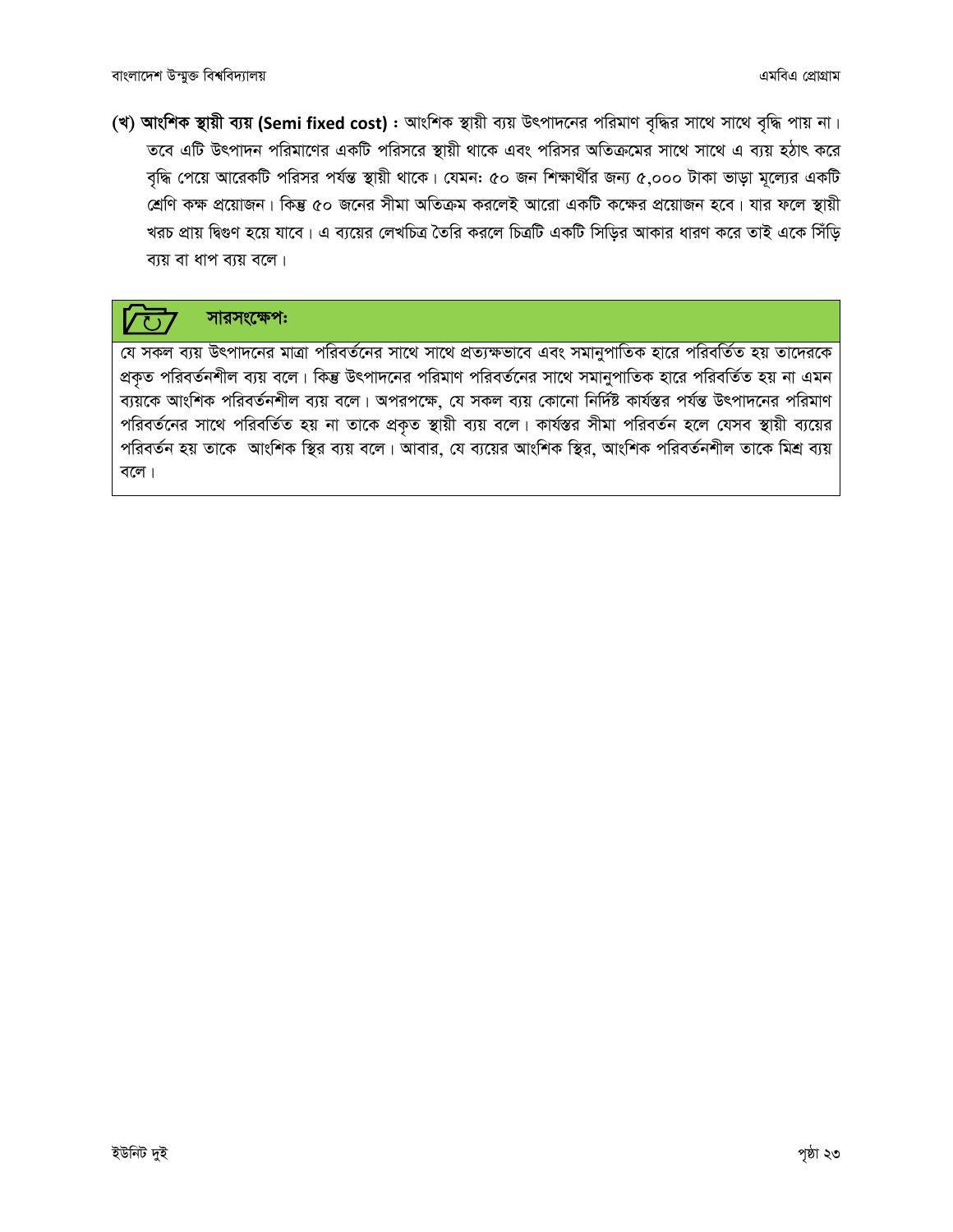**(খ) আংশিক স্থায়ী ব্যয় (Semi fixed cost) :** আংশিক স্থায়ী ব্যয় উৎপাদনের পরিমাণ বৃদ্ধির সাথে সাথে বৃদ্ধি পায় না। তবে এটি উৎপাদন পরিমাণের একটি পরিসরে স্থায়ী থাকে এবং পরিসর অতিক্রমের সাথে সাথে এ ব্যয় হঠাৎ করে বৃদ্ধি পেয়ে আরেকটি পরিসর পর্যন্ত স্থায়ী থাকে। যেমন: ৫০ জন শিক্ষার্থীর জন্য ৫,০০০ টাকা ভাড়া মূল্যের একটি শ্রেণি কক্ষ প্রয়োজন। কিন্তু ৫০ জনের সীমা অতিক্রম করলেই আরো একটি কক্ষের প্রয়োজন হবে। যার ফলে স্থায়ী খরচ প্রায় দ্বিগুণ হয়ে যাবে। এ ব্যয়ের লেখচিত্র তৈরি করলে চিত্রটি একটি সিড়ির আকার ধারণ করে তাই একে সিঁড়ি ব্যয় বা ধাপ ব্যয় বলে।

**সারসংক্ষেপ:**

যে সকল ব্যয় উৎপাদনের মাত্রা পরিবর্তনের সাথে সাথে প্রত্যক্ষভাবে এবং সমানুপাতিক হারে পরিবর্তিত হয় তাদেরকে প্রকৃত পরিবর্তনশীল ব্যয় বলে। কিন্তু উৎপাদনের পরিমাণ পরিবর্তনের সাথে সমানুপাতিক হারে পরিবর্তিত হয় না এমন ব্যয়কে আংশিক পরিবর্তনশীল ব্যয় বলে। অপরপক্ষে, যে সকল ব্যয় কোনো নির্দিষ্ট কার্যস্তর পর্যন্ত উৎপাদনের পরিমাণ পরিবর্তনের সাথে পরিবর্তিত হয় না তাকে প্রকৃত স্থায়ী ব্যয় বলে। কার্যস্তর সীমা পরিবর্তন হলে যেসব স্থায়ী ব্যয়ের পরিবর্তন হয় তাকে আংশিক স্থির ব্যয় বলে। আবার, যে ব্যয়ের আংশিক স্থির, আংশিক পরিবর্তনশীল তাকে মিশ্র ব্যয় বলে।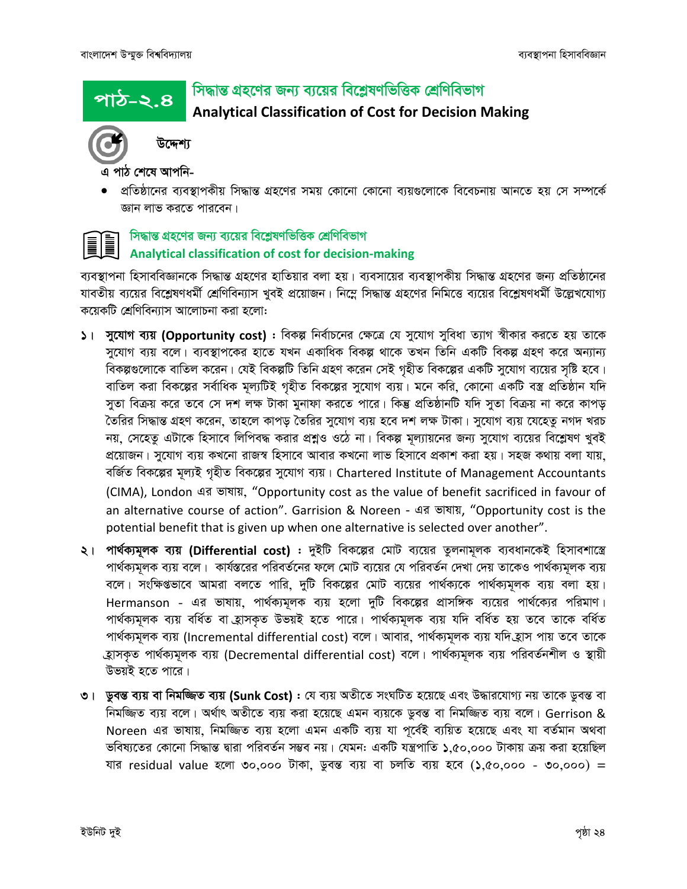# পাঠ-২.৪ সিদ্ধান্ত গ্রহণের জন্য ব্যয়ের বিশ্লেষণভিত্তিক শ্রেণিবিভাগ
## Analytical Classification of Cost for Decision Making

**উদ্দেশ্য**

**এ পাঠ শেষে আপনি-**

- প্রতিষ্ঠানের ব্যবস্থাপকীয় সিদ্ধান্ত গ্রহণের সময় কোনো কোনো ব্যয়গুলোকে বিবেচনায় আনতে হয় সে সম্পর্কে জ্ঞান লাভ করতে পারবেন।

### সিদ্ধান্ত গ্রহণের জন্য ব্যয়ের বিশ্লেষণভিত্তিক শ্রেণিবিভাগ
### Analytical classification of cost for decision-making

ব্যবস্থাপনা হিসাববিজ্ঞানকে সিদ্ধান্ত গ্রহণের হাতিয়ার বলা হয়। ব্যবসায়ের ব্যবস্থাপকীয় সিদ্ধান্ত গ্রহণের জন্য প্রতিষ্ঠানের যাবতীয় ব্যয়ের বিশ্লেষণধর্মী শ্রেণিবিন্যাস খুবই প্রয়োজন। নিম্নে সিদ্ধান্ত গ্রহণের নিমিত্তে ব্যয়ের বিশ্লেষণধর্মী উল্লেখযোগ্য কয়েকটি শ্রেণিবিন্যাস আলোচনা করা হলোঃ

১। **সুযোগ ব্যয় (Opportunity cost) :** বিকল্প নির্বাচনের ক্ষেত্রে যে সুযোগ সুবিধা ত্যাগ স্বীকার করতে হয় তাকে সুযোগ ব্যয় বলে। ব্যবস্থাপকের হাতে যখন একাধিক বিকল্প থাকে তখন তিনি একটি বিকল্প গ্রহণ করে অন্যান্য বিকল্পগুলোকে বাতিল করেন। যেই বিকল্পটি তিনি গ্রহণ করেন সেই গৃহীত বিকল্পের একটি সুযোগ ব্যয়ের সৃষ্টি হবে। বাতিল করা বিকল্পের সর্বাধিক মূল্যটিই গৃহীত বিকল্পের সুযোগ ব্যয়। মনে করি, কোনো একটি বস্ত্র প্রতিষ্ঠান যদি সুতা বিক্রয় করে তবে সে দশ লক্ষ টাকা মুনাফা করতে পারে। কিন্তু প্রতিষ্ঠানটি যদি সুতা বিক্রয় না করে কাপড় তৈরির সিদ্ধান্ত গ্রহণ করেন, তাহলে কাপড় তৈরির সুযোগ ব্যয় হবে দশ লক্ষ টাকা। সুযোগ ব্যয় যেহেতু নগদ খরচ নয়, সেহেতু এটাকে হিসাবে লিপিবদ্ধ করার প্রশ্নও ওঠে না। বিকল্প মূল্যায়নের জন্য সুযোগ ব্যয়ের বিশ্লেষণ খুবই প্রয়োজন। সুযোগ ব্যয় কখনো রাজস্ব হিসাবে আবার কখনো লাভ হিসাবে প্রকাশ করা হয়। সহজ কথায় বলা যায়, বর্জিত বিকল্পের মূল্যই গৃহীত বিকল্পের সুযোগ ব্যয়। Chartered Institute of Management Accountants (CIMA), London এর ভাষায়, "Opportunity cost as the value of benefit sacrificed in favour of an alternative course of action". Garrision & Noreen - এর ভাষায়, "Opportunity cost is the potential benefit that is given up when one alternative is selected over another".

২। **পার্থক্যমূলক ব্যয় (Differential cost) :** দুইটি বিকল্পের মোট ব্যয়ের তুলনামূলক ব্যবধানকেই হিসাবশাস্ত্রে পার্থক্যমূলক ব্যয় বলে। কার্যস্তরের পরিবর্তনের ফলে মোট ব্যয়ের যে পরিবর্তন দেখা দেয় তাকেও পার্থক্যমূলক ব্যয় বলে। সংক্ষিপ্তভাবে আমরা বলতে পারি, দুটি বিকল্পের মোট ব্যয়ের পার্থক্যকে পার্থক্যমূলক ব্যয় বলা হয়। Hermanson - এর ভাষায়, পার্থক্যমূলক ব্যয় হলো দুটি বিকল্পের প্রাসঙ্গিক ব্যয়ের পার্থক্যের পরিমাণ। পার্থক্যমূলক ব্যয় বর্ধিত বা হ্রাসকৃত উভয়ই হতে পারে। পার্থক্যমূলক ব্যয় যদি বর্ধিত হয় তবে তাকে বর্ধিত পার্থক্যমূলক ব্যয় (Incremental differential cost) বলে। আবার, পার্থক্যমূলক ব্যয় যদি হ্রাস পায় তবে তাকে হ্রাসকৃত পার্থক্যমূলক ব্যয় (Decremental differential cost) বলে। পার্থক্যমূলক ব্যয় পরিবর্তনশীল ও স্থায়ী উভয়ই হতে পারে।

৩। **ডুবন্ত ব্যয় বা নিমজ্জিত ব্যয় (Sunk Cost) :** যে ব্যয় অতীতে সংঘটিত হয়েছে এবং উদ্ধারযোগ্য নয় তাকে ডুবন্ত বা নিমজ্জিত ব্যয় বলে। অর্থাৎ অতীতে ব্যয় করা হয়েছে এমন ব্যয়কে ডুবন্ত বা নিমজ্জিত ব্যয় বলে। Gerrison & Noreen এর ভাষায়, নিমজ্জিত ব্যয় হলো এমন একটি ব্যয় যা পূর্বেই ব্যয়িত হয়েছে এবং যা বর্তমান অথবা ভবিষ্যতের কোনো সিদ্ধান্ত দ্বারা পরিবর্তন সম্ভব নয়। যেমন: একটি যন্ত্রপাতি ১,৫০,০০০ টাকায় ক্রয় করা হয়েছিল যার residual value হলো ৩০,০০০ টাকা, ডুবন্ত ব্যয় বা চলতি ব্যয় হবে (১,৫০,০০০ - ৩০,০০০) =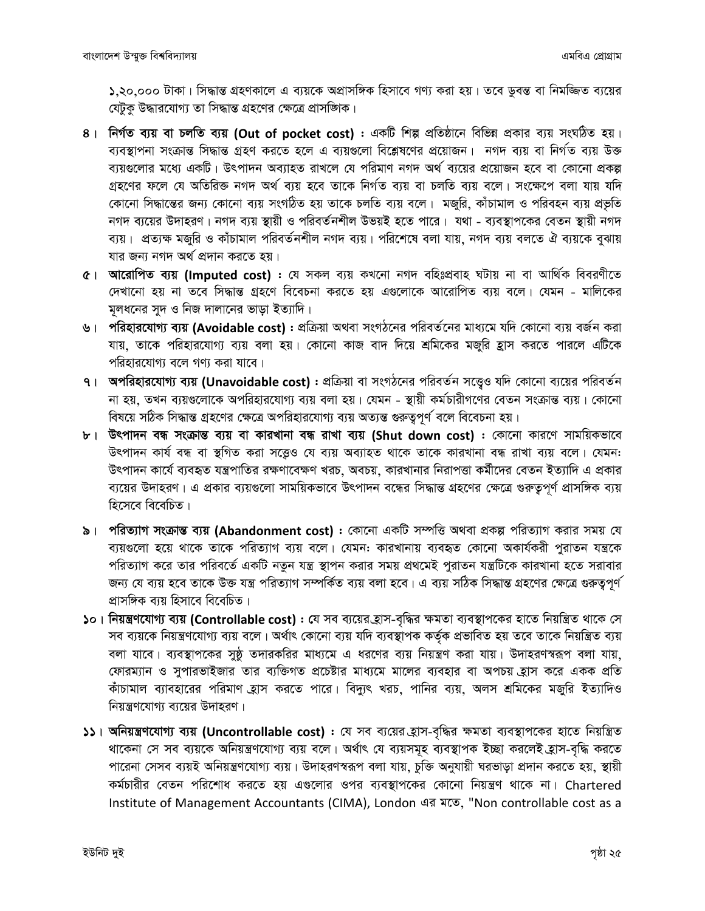১,২০,০০০ টাকা। সিদ্ধান্ত গ্রহণকালে এ ব্যয়কে অপ্রাসঙ্গিক হিসাবে গণ্য করা হয়। তবে ডুবন্ত বা নিমজ্জিত ব্যয়ের যেটুকু উদ্ধারযোগ্য তা সিদ্ধান্ত গ্রহণের ক্ষেত্রে প্রাসঙ্গিক।

৪। **নির্গত ব্যয় বা চলতি ব্যয় (Out of pocket cost) :** একটি শিল্প প্রতিষ্ঠানে বিভিন্ন প্রকার ব্যয় সংঘঠিত হয়। ব্যবস্থাপনা সংক্রান্ত সিদ্ধান্ত গ্রহণ করতে হলে এ ব্যয়গুলো বিশ্লেষণের প্রয়োজন। নগদ ব্যয় বা নির্গত ব্যয় উক্ত ব্যয়গুলোর মধ্যে একটি। উৎপাদন অব্যাহত রাখলে যে পরিমাণ নগদ অর্থ ব্যয়ের প্রয়োজন হবে বা কোনো প্রকল্প গ্রহণের ফলে যে অতিরিক্ত নগদ অর্থ ব্যয় হবে তাকে নির্গত ব্যয় বা চলতি ব্যয় বলে। সংক্ষেপে বলা যায় যদি কোনো সিদ্ধান্তের জন্য কোনো ব্যয় সংগঠিত হয় তাকে চলতি ব্যয় বলে। মজুরি, কাঁচামাল ও পরিবহন ব্যয় প্রভৃতি নগদ ব্যয়ের উদাহরণ। নগদ ব্যয় স্থায়ী ও পরিবর্তনশীল উভয়ই হতে পারে। যথা - ব্যবস্থাপকের বেতন স্থায়ী নগদ ব্যয়। প্রত্যক্ষ মজুরি ও কাঁচামাল পরিবর্তনশীল নগদ ব্যয়। পরিশেষে বলা যায়, নগদ ব্যয় বলতে ঐ ব্যয়কে বুঝায় যার জন্য নগদ অর্থ প্রদান করতে হয়।

৫। **আরোপিত ব্যয় (Imputed cost) :** যে সকল ব্যয় কখনো নগদ বহিঃপ্রবাহ ঘটায় না বা আর্থিক বিবরণীতে দেখানো হয় না তবে সিদ্ধান্ত গ্রহণে বিবেচনা করতে হয় এগুলোকে আরোপিত ব্যয় বলে। যেমন - মালিকের মূলধনের সুদ ও নিজ দালানের ভাড়া ইত্যাদি।

৬। **পরিহারযোগ্য ব্যয় (Avoidable cost) :** প্রক্রিয়া অথবা সংগঠনের পরিবর্তনের মাধ্যমে যদি কোনো ব্যয় বর্জন করা যায়, তাকে পরিহারযোগ্য ব্যয় বলা হয়। কোনো কাজ বাদ দিয়ে শ্রমিকের মজুরি হ্রাস করতে পারলে এটিকে পরিহারযোগ্য বলে গণ্য করা যাবে।

৭। **অপরিহারযোগ্য ব্যয় (Unavoidable cost) :** প্রক্রিয়া বা সংগঠনের পরিবর্তন সত্ত্বেও যদি কোনো ব্যয়ের পরিবর্তন না হয়, তখন ব্যয়গুলোকে অপরিহারযোগ্য ব্যয় বলা হয়। যেমন - স্থায়ী কর্মচারীগণের বেতন সংক্রান্ত ব্যয়। কোনো বিষয়ে সঠিক সিদ্ধান্ত গ্রহণের ক্ষেত্রে অপরিহারযোগ্য ব্যয় অত্যন্ত গুরুত্বপূর্ণ বলে বিবেচনা হয়।

৮। **উৎপাদন বন্ধ সংক্রান্ত ব্যয় বা কারখানা বন্ধ রাখা ব্যয় (Shut down cost) :** কোনো কারণে সাময়িকভাবে উৎপাদন কার্য বন্ধ বা স্থগিত করা সত্ত্বেও যে ব্যয় অব্যাহত থাকে তাকে কারখানা বন্ধ রাখা ব্যয় বলে। যেমন: উৎপাদন কার্যে ব্যবহৃত যন্ত্রপাতির রক্ষণাবেক্ষণ খরচ, অবচয়, কারখানার নিরাপত্তা কর্মীদের বেতন ইত্যাদি এ প্রকার ব্যয়ের উদাহরণ। এ প্রকার ব্যয়গুলো সাময়িকভাবে উৎপাদন বন্ধের সিদ্ধান্ত গ্রহণের ক্ষেত্রে গুরুত্বপূর্ণ প্রাসঙ্গিক ব্যয় হিসেবে বিবেচিত।

৯। **পরিত্যাগ সংক্রান্ত ব্যয় (Abandonment cost) :** কোনো একটি সম্পত্তি অথবা প্রকল্প পরিত্যাগ করার সময় যে ব্যয়গুলো হয়ে থাকে তাকে পরিত্যাগ ব্যয় বলে। যেমন: কারখানায় ব্যবহৃত কোনো অকার্যকরী পুরাতন যন্ত্রকে পরিত্যাগ করে তার পরিবর্তে একটি নতুন যন্ত্র স্থাপন করার সময় প্রথমেই পুরাতন যন্ত্রটিকে কারখানা হতে সরাবার জন্য যে ব্যয় হবে তাকে উক্ত যন্ত্র পরিত্যাগ সম্পর্কিত ব্যয় বলা হবে। এ ব্যয় সঠিক সিদ্ধান্ত গ্রহণের ক্ষেত্রে গুরুত্বপূর্ণ প্রাসঙ্গিক ব্যয় হিসাবে বিবেচিত।

১০। **নিয়ন্ত্রণযোগ্য ব্যয় (Controllable cost) :** যে সব ব্যয়ের হ্রাস-বৃদ্ধির ক্ষমতা ব্যবস্থাপকের হাতে নিয়ন্ত্রিত থাকে সে সব ব্যয়কে নিয়ন্ত্রণযোগ্য ব্যয় বলে। অর্থাৎ কোনো ব্যয় যদি ব্যবস্থাপক কর্তৃক প্রভাবিত হয় তবে তাকে নিয়ন্ত্রিত ব্যয় বলা যাবে। ব্যবস্থাপকের সুষ্ঠু তদারকরির মাধ্যমে এ ধরণের ব্যয় নিয়ন্ত্রণ করা যায়। উদাহরণস্বরূপ বলা যায়, ফোরম্যান ও সুপারভাইজার তার ব্যক্তিগত প্রচেষ্টার মাধ্যমে মালের ব্যবহার বা অপচয় হ্রাস করে একক প্রতি কাঁচামাল ব্যাবহারের পরিমাণ হ্রাস করতে পারে। বিদ্যুৎ খরচ, পানির ব্যয়, অলস শ্রমিকের মজুরি ইত্যাদিও নিয়ন্ত্রণযোগ্য ব্যয়ের উদাহরণ।

১১। **অনিয়ন্ত্রণযোগ্য ব্যয় (Uncontrollable cost) :** যে সব ব্যয়ের হ্রাস-বৃদ্ধির ক্ষমতা ব্যবস্থাপকের হাতে নিয়ন্ত্রিত থাকেনা সে সব ব্যয়কে অনিয়ন্ত্রণযোগ্য ব্যয় বলে। অর্থাৎ যে ব্যয়সমূহ ব্যবস্থাপক ইচ্ছা করলেই হ্রাস-বৃদ্ধি করতে পারেনা সেসব ব্যয়ই অনিয়ন্ত্রণযোগ্য ব্যয়। উদাহরণস্বরূপ বলা যায়, চুক্তি অনুযায়ী ঘরভাড়া প্রদান করতে হয়, স্থায়ী কর্মচারীর বেতন পরিশোধ করতে হয় এগুলোর ওপর ব্যবস্থাপকের কোনো নিয়ন্ত্রণ থাকে না। Chartered Institute of Management Accountants (CIMA), London এর মতে, "Non controllable cost as a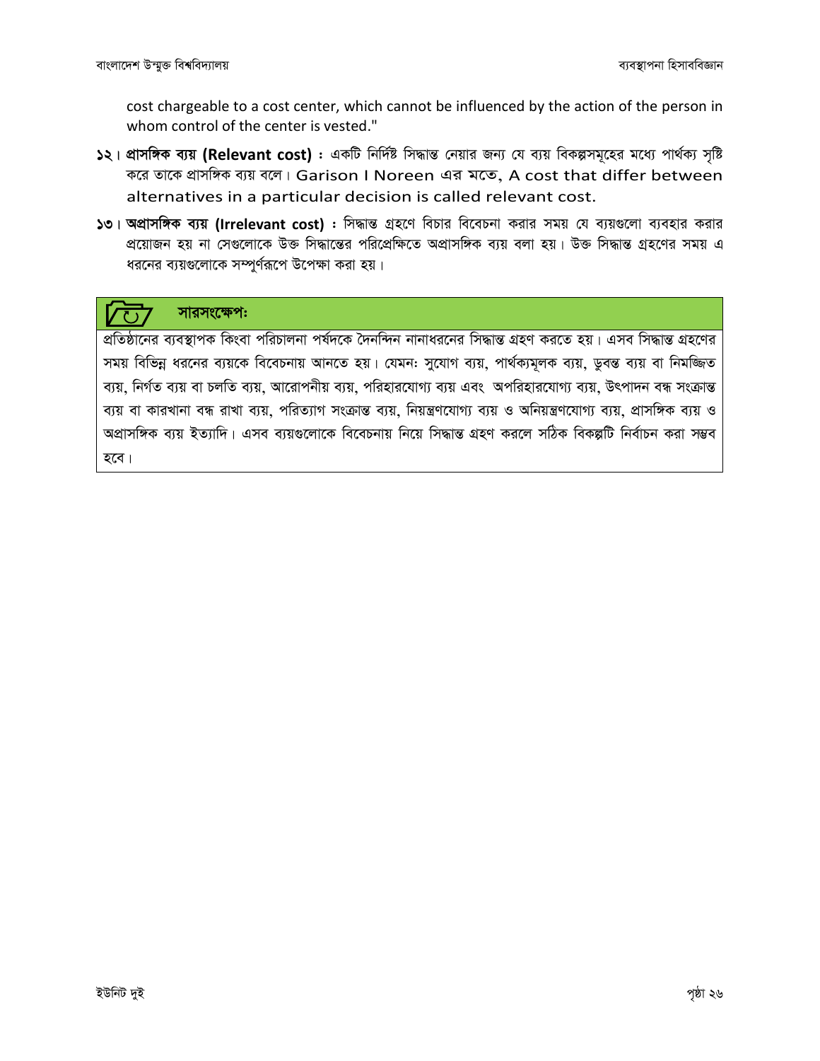cost chargeable to a cost center, which cannot be influenced by the action of the person in whom control of the center is vested."

১২। **প্রাসঙ্গিক ব্যয় (Relevant cost) :** একটি নির্দিষ্ট সিদ্ধান্ত নেয়ার জন্য যে ব্যয় বিকল্পসমূহের মধ্যে পার্থক্য সৃষ্টি করে তাকে প্রাসঙ্গিক ব্যয় বলে। Garison I Noreen এর মতে, A cost that differ between alternatives in a particular decision is called relevant cost.

১৩। **অপ্রাসঙ্গিক ব্যয় (Irrelevant cost) :** সিদ্ধান্ত গ্রহণে বিচার বিবেচনা করার সময় যে ব্যয়গুলো ব্যবহার করার প্রয়োজন হয় না সেগুলোকে উক্ত সিদ্ধান্তের পরিপ্রেক্ষিতে অপ্রাসঙ্গিক ব্যয় বলা হয়। উক্ত সিদ্ধান্ত গ্রহণের সময় এ ধরনের ব্যয়গুলোকে সম্পূর্ণরূপে উপেক্ষা করা হয়।

**সারসংক্ষেপঃ**

প্রতিষ্ঠানের ব্যবস্থাপক কিংবা পরিচালনা পর্ষদকে দৈনন্দিন নানাধরনের সিদ্ধান্ত গ্রহণ করতে হয়। এসব সিদ্ধান্ত গ্রহণের সময় বিভিন্ন ধরনের ব্যয়কে বিবেচনায় আনতে হয়। যেমনঃ সুযোগ ব্যয়, পার্থক্যমূলক ব্যয়, ডুবন্ত ব্যয় বা নিমজ্জিত ব্যয়, নির্গত ব্যয় বা চলতি ব্যয়, আরোপনীয় ব্যয়, পরিহারযোগ্য ব্যয় এবং অপরিহারযোগ্য ব্যয়, উৎপাদন বন্ধ সংক্রান্ত ব্যয় বা কারখানা বন্ধ রাখা ব্যয়, পরিত্যাগ সংক্রান্ত ব্যয়, নিয়ন্ত্রণযোগ্য ব্যয় ও অনিয়ন্ত্রণযোগ্য ব্যয়, প্রাসঙ্গিক ব্যয় ও অপ্রাসঙ্গিক ব্যয় ইত্যাদি। এসব ব্যয়গুলোকে বিবেচনায় নিয়ে সিদ্ধান্ত গ্রহণ করলে সঠিক বিকল্পটি নির্বাচন করা সম্ভব হবে।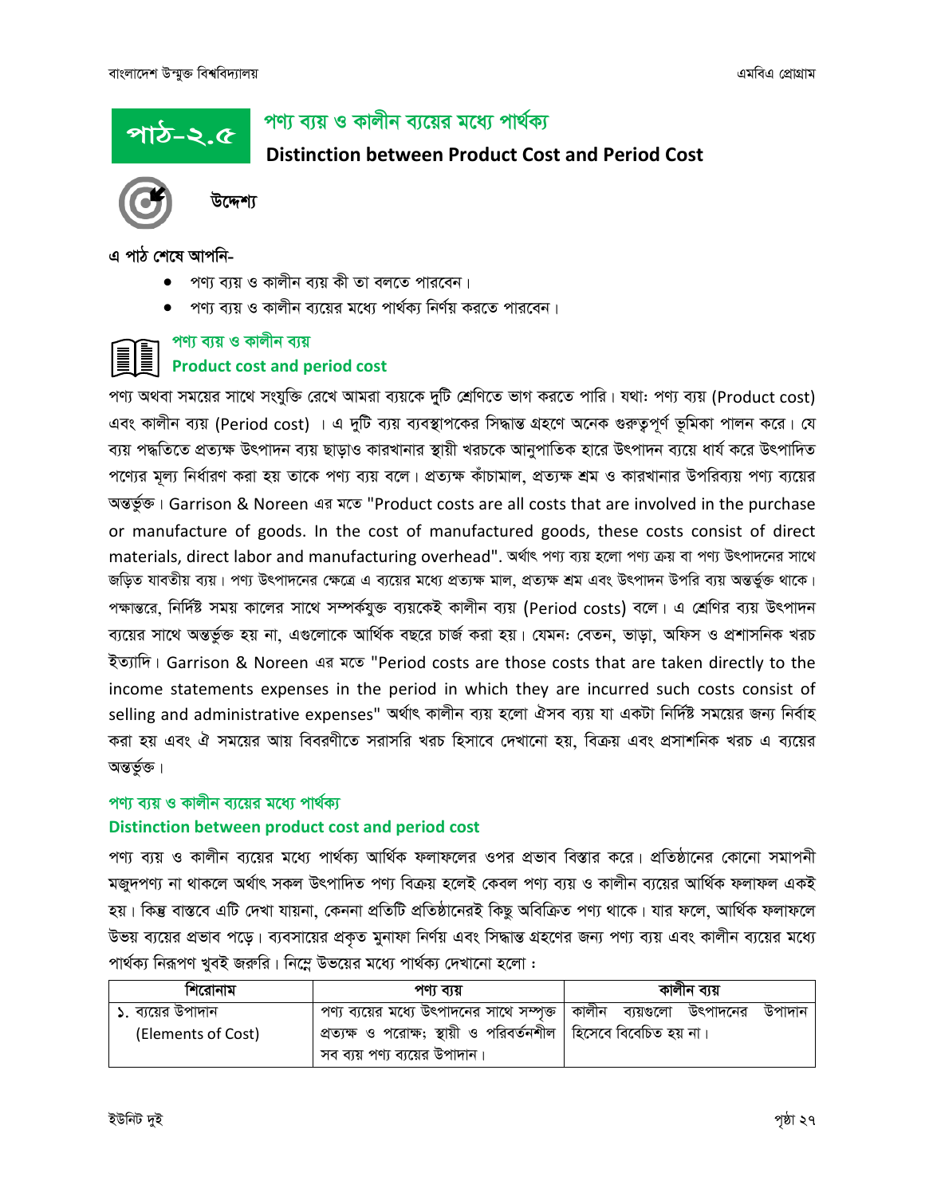# পাঠ-২.৫ পণ্য ব্যয় ও কালীন ব্যয়ের মধ্যে পার্থক্য

## Distinction between Product Cost and Period Cost

**উদ্দেশ্য**

**এ পাঠ শেষে আপনি-**

- পণ্য ব্যয় ও কালীন ব্যয় কী তা বলতে পারবেন।
- পণ্য ব্যয় ও কালীন ব্যয়ের মধ্যে পার্থক্য নির্ণয় করতে পারবেন।

### পণ্য ব্যয় ও কালীন ব্যয়

### Product cost and period cost

পণ্য অথবা সময়ের সাথে সংযুক্তি রেখে আমরা ব্যয়কে দুটি শ্রেণিতে ভাগ করতে পারি। যথা: পণ্য ব্যয় (Product cost) এবং কালীন ব্যয় (Period cost) । এ দুটি ব্যয় ব্যবস্থাপকের সিদ্ধান্ত গ্রহণে অনেক গুরুত্বপূর্ণ ভূমিকা পালন করে। যে ব্যয় পদ্ধতিতে প্রত্যক্ষ উৎপাদন ব্যয় ছাড়াও কারখানার স্থায়ী খরচকে আনুপাতিক হারে উৎপাদন ব্যয়ে ধার্য করে উৎপাদিত পণ্যের মূল্য নির্ধারণ করা হয় তাকে পণ্য ব্যয় বলে। প্রত্যক্ষ কাঁচামাল, প্রত্যক্ষ শ্রম ও কারখানার উপরিব্যয় পণ্য ব্যয়ের অন্তর্ভুক্ত। Garrison & Noreen এর মতে "Product costs are all costs that are involved in the purchase or manufacture of goods. In the cost of manufactured goods, these costs consist of direct materials, direct labor and manufacturing overhead". অর্থাৎ পণ্য ব্যয় হলো পণ্য ক্রয় বা পণ্য উৎপাদনের সাথে জড়িত যাবতীয় ব্যয়। পণ্য উৎপাদনের ক্ষেত্রে এ ব্যয়ের মধ্যে প্রত্যক্ষ মাল, প্রত্যক্ষ শ্রম এবং উৎপাদন উপরি ব্যয় অন্তর্ভুক্ত থাকে। পক্ষান্তরে, নির্দিষ্ট সময় কালের সাথে সম্পর্কযুক্ত ব্যয়কেই কালীন ব্যয় (Period costs) বলে। এ শ্রেণির ব্যয় উৎপাদন ব্যয়ের সাথে অন্তর্ভুক্ত হয় না, এগুলোকে আর্থিক বছরে চার্জ করা হয়। যেমন: বেতন, ভাড়া, অফিস ও প্রশাসনিক খরচ ইত্যাদি। Garrison & Noreen এর মতে "Period costs are those costs that are taken directly to the income statements expenses in the period in which they are incurred such costs consist of selling and administrative expenses" অর্থাৎ কালীন ব্যয় হলো ঐসব ব্যয় যা একটা নির্দিষ্ট সময়ের জন্য নির্বাহ করা হয় এবং ঐ সময়ের আয় বিবরণীতে সরাসরি খরচ হিসাবে দেখানো হয়, বিক্রয় এবং প্রসাশনিক খরচ এ ব্যয়ের অন্তর্ভুক্ত।

### পণ্য ব্যয় ও কালীন ব্যয়ের মধ্যে পার্থক্য

### Distinction between product cost and period cost

পণ্য ব্যয় ও কালীন ব্যয়ের মধ্যে পার্থক্য আর্থিক ফলাফলের ওপর প্রভাব বিস্তার করে। প্রতিষ্ঠানের কোনো সমাপনী মজুদপণ্য না থাকলে অর্থাৎ সকল উৎপাদিত পণ্য বিক্রয় হলেই কেবল পণ্য ব্যয় ও কালীন ব্যয়ের আর্থিক ফলাফল একই হয়। কিন্তু বাস্তবে এটি দেখা যায়না, কেননা প্রতিটি প্রতিষ্ঠানেরই কিছু অবিক্রিত পণ্য থাকে। যার ফলে, আর্থিক ফলাফলে উভয় ব্যয়ের প্রভাব পড়ে। ব্যবসায়ের প্রকৃত মুনাফা নির্ণয় এবং সিদ্ধান্ত গ্রহণের জন্য পণ্য ব্যয় এবং কালীন ব্যয়ের মধ্যে পার্থক্য নিরূপণ খুবই জরুরি। নিম্নে উভয়ের মধ্যে পার্থক্য দেখানো হলো :

| শিরোনাম | পণ্য ব্যয় | কালীন ব্যয় |
|---|---|---|
| ১. ব্যয়ের উপাদান (Elements of Cost) | পণ্য ব্যয়ের মধ্যে উৎপাদনের সাথে সম্পৃক্ত প্রত্যক্ষ ও পরোক্ষ; স্থায়ী ও পরিবর্তনশীল সব ব্যয় পণ্য ব্যয়ের উপাদান। | কালীন ব্যয়গুলো উৎপাদনের উপাদান হিসেবে বিবেচিত হয় না। |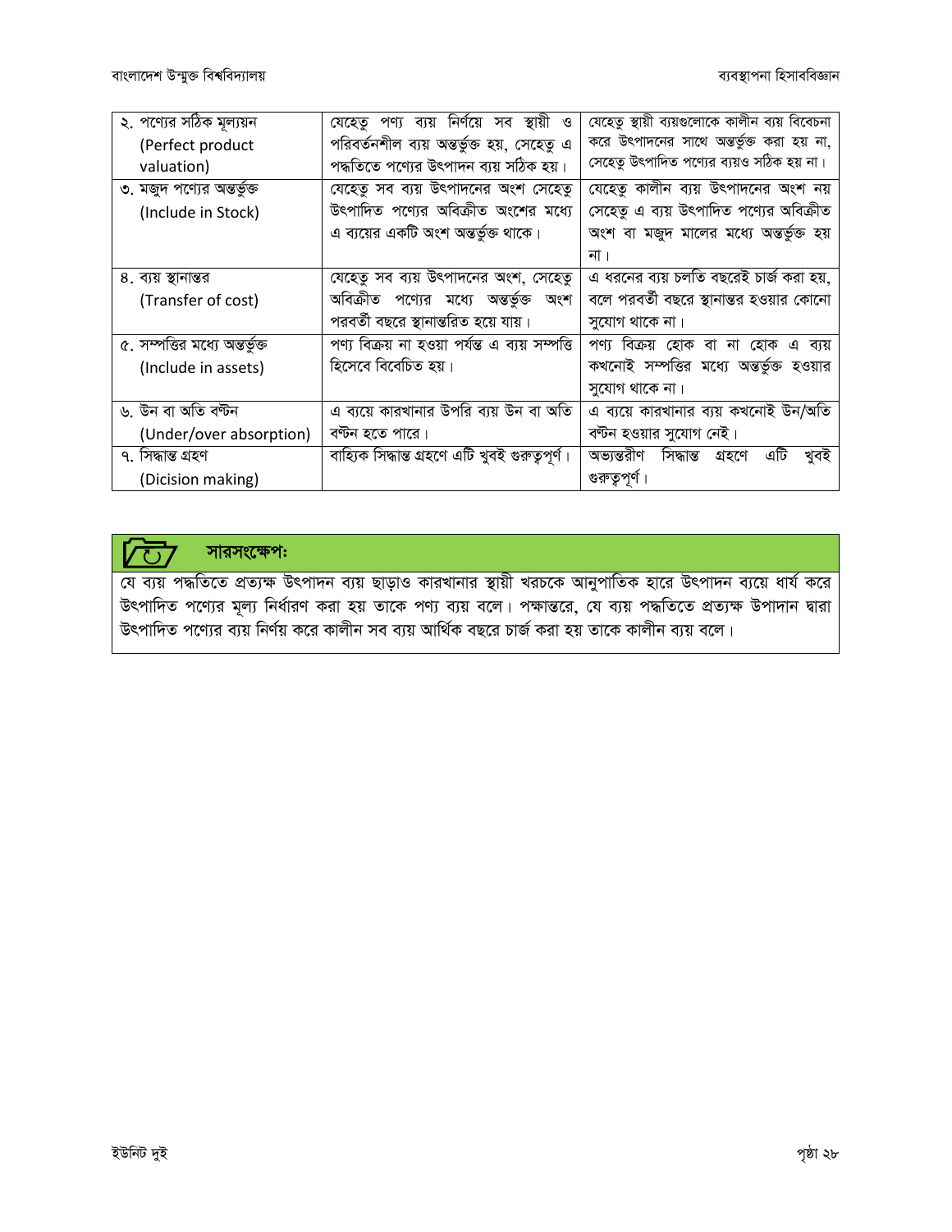| | | |
|---|---|---|
| ২. পণ্যের সঠিক মূল্যয়ন (Perfect product valuation) | যেহেতু পণ্য ব্যয় নির্ণয়ে সব স্থায়ী ও পরিবর্তনশীল ব্যয় অন্তর্ভুক্ত হয়, সেহেতু এ পদ্ধতিতে পণ্যের উৎপাদন ব্যয় সঠিক হয়। | যেহেতু স্থায়ী ব্যয়গুলোকে কালীন ব্যয় বিবেচনা করে উৎপাদনের সাথে অন্তর্ভুক্ত করা হয় না, সেহেতু উৎপাদিত পণ্যের ব্যয়ও সঠিক হয় না। |
| ৩. মজুদ পণ্যের অন্তর্ভুক্ত (Include in Stock) | যেহেতু সব ব্যয় উৎপাদনের অংশ সেহেতু উৎপাদিত পণ্যের অবিক্রীত অংশের মধ্যে এ ব্যয়ের একটি অংশ অন্তর্ভুক্ত থাকে। | যেহেতু কালীন ব্যয় উৎপাদনের অংশ নয় সেহেতু এ ব্যয় উৎপাদিত পণ্যের অবিক্রীত অংশ বা মজুদ মালের মধ্যে অন্তর্ভুক্ত হয় না। |
| ৪. ব্যয় স্থানান্তর (Transfer of cost) | যেহেতু সব ব্যয় উৎপাদনের অংশ, সেহেতু অবিক্রীত পণ্যের মধ্যে অন্তর্ভুক্ত অংশ পরবর্তী বছরে স্থানান্তরিত হয়ে যায়। | এ ধরনের ব্যয় চলতি বছরেই চার্জ করা হয়, বলে পরবর্তী বছরে স্থানান্তর হওয়ার কোনো সুযোগ থাকে না। |
| ৫. সম্পত্তির মধ্যে অন্তর্ভুক্ত (Include in assets) | পণ্য বিক্রয় না হওয়া পর্যন্ত এ ব্যয় সম্পত্তি হিসেবে বিবেচিত হয়। | পণ্য বিক্রয় হোক বা না হোক এ ব্যয় কখনোই সম্পত্তির মধ্যে অন্তর্ভুক্ত হওয়ার সুযোগ থাকে না। |
| ৬. উন বা অতি বণ্টন (Under/over absorption) | এ ব্যয়ে কারখানার উপরি ব্যয় উন বা অতি বণ্টন হতে পারে। | এ ব্যয়ে কারখানার ব্যয় কখনোই উন/অতি বণ্টন হওয়ার সুযোগ নেই। |
| ৭. সিদ্ধান্ত গ্রহণ (Dicision making) | বাহ্যিক সিদ্ধান্ত গ্রহণে এটি খুবই গুরুত্বপূর্ণ। | অভ্যন্তরীণ সিদ্ধান্ত গ্রহণে এটি খুবই গুরুত্বপূর্ণ। |

**সারসংক্ষেপঃ**

যে ব্যয় পদ্ধতিতে প্রত্যক্ষ উৎপাদন ব্যয় ছাড়াও কারখানার স্থায়ী খরচকে আনুপাতিক হারে উৎপাদন ব্যয়ে ধার্য করে উৎপাদিত পণ্যের মূল্য নির্ধারণ করা হয় তাকে পণ্য ব্যয় বলে। পক্ষান্তরে, যে ব্যয় পদ্ধতিতে প্রত্যক্ষ উপাদান দ্বারা উৎপাদিত পণ্যের ব্যয় নির্ণয় করে কালীন সব ব্যয় আর্থিক বছরে চার্জ করা হয় তাকে কালীন ব্যয় বলে।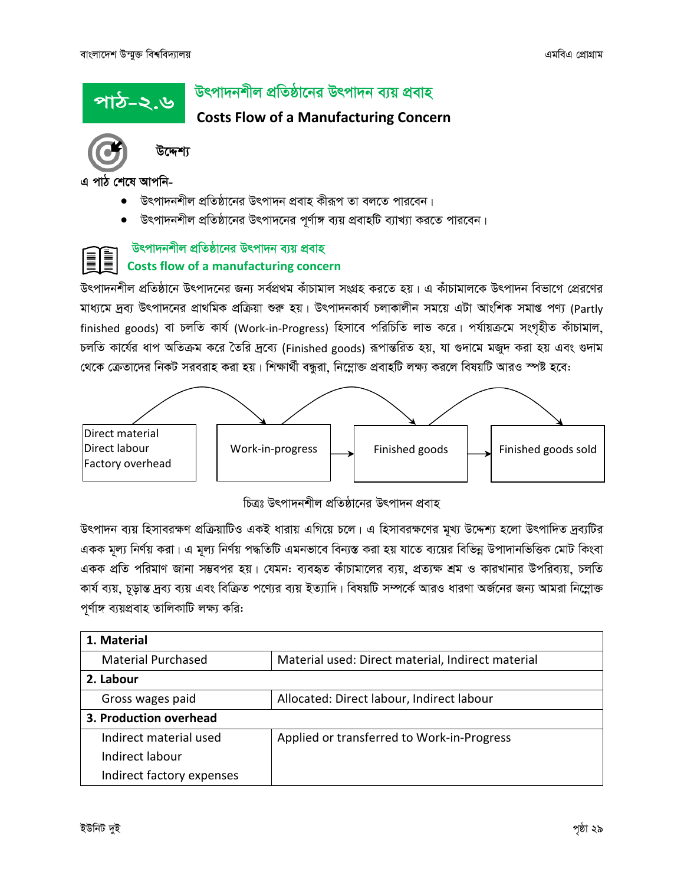# পাঠ-২.৬ উৎপাদনশীল প্রতিষ্ঠানের উৎপাদন ব্যয় প্রবাহ

## Costs Flow of a Manufacturing Concern

**উদ্দেশ্য**

**এ পাঠ শেষে আপনি-**

- উৎপাদনশীল প্রতিষ্ঠানের উৎপাদন প্রবাহ কীরূপ তা বলতে পারবেন।
- উৎপাদনশীল প্রতিষ্ঠানের উৎপাদনের পূর্ণাঙ্গ ব্যয় প্রবাহটি ব্যাখ্যা করতে পারবেন।

### উৎপাদনশীল প্রতিষ্ঠানের উৎপাদন ব্যয় প্রবাহ
### Costs flow of a manufacturing concern

উৎপাদনশীল প্রতিষ্ঠানে উৎপাদনের জন্য সর্বপ্রথম কাঁচামাল সংগ্রহ করতে হয়। এ কাঁচামালকে উৎপাদন বিভাগে প্রেরণের মাধ্যমে দ্রব্য উৎপাদনের প্রাথমিক প্রক্রিয়া শুরু হয়। উৎপাদনকার্য চলাকালীন সময়ে এটা আংশিক সমাপ্ত পণ্য (Partly finished goods) বা চলতি কার্য (Work-in-Progress) হিসাবে পরিচিতি লাভ করে। পর্যায়ক্রমে সংগৃহীত কাঁচামাল, চলতি কার্যের ধাপ অতিক্রম করে তৈরি দ্রব্যে (Finished goods) রূপান্তরিত হয়, যা গুদামে মজুদ করা হয় এবং গুদাম থেকে ক্রেতাদের নিকট সরবরাহ করা হয়। শিক্ষার্থী বন্ধুরা, নিম্নোক্ত প্রবাহটি লক্ষ্য করলে বিষয়টি আরও স্পষ্ট হবে:

Direct material
Direct labour
Factory overhead
→ Work-in-progress → Finished goods → Finished goods sold

চিত্রঃ উৎপাদনশীল প্রতিষ্ঠানের উৎপাদন প্রবাহ

উৎপাদন ব্যয় হিসাবরক্ষণ প্রক্রিয়াটিও একই ধারায় এগিয়ে চলে। এ হিসাবরক্ষণের মূখ্য উদ্দেশ্য হলো উৎপাদিত দ্রব্যটির একক মূল্য নির্ণয় করা। এ মূল্য নির্ণয় পদ্ধতিটি এমনভাবে বিন্যস্ত করা হয় যাতে ব্যয়ের বিভিন্ন উপাদানভিত্তিক মোট কিংবা একক প্রতি পরিমাণ জানা সম্ভবপর হয়। যেমন: ব্যবহৃত কাঁচামালের ব্যয়, প্রত্যক্ষ শ্রম ও কারখানার উপরিব্যয়, চলতি কার্য ব্যয়, চূড়ান্ত দ্রব্য ব্যয় এবং বিক্রিত পণ্যের ব্যয় ইত্যাদি। বিষয়টি সম্পর্কে আরও ধারণা অর্জনের জন্য আমরা নিম্নোক্ত পূর্ণাঙ্গ ব্যয়প্রবাহ তালিকাটি লক্ষ্য করি:

| | |
|---|---|
| **1. Material** | |
| Material Purchased | Material used: Direct material, Indirect material |
| **2. Labour** | |
| Gross wages paid | Allocated: Direct labour, Indirect labour |
| **3. Production overhead** | |
| Indirect material used<br>Indirect labour<br>Indirect factory expenses | Applied or transferred to Work-in-Progress |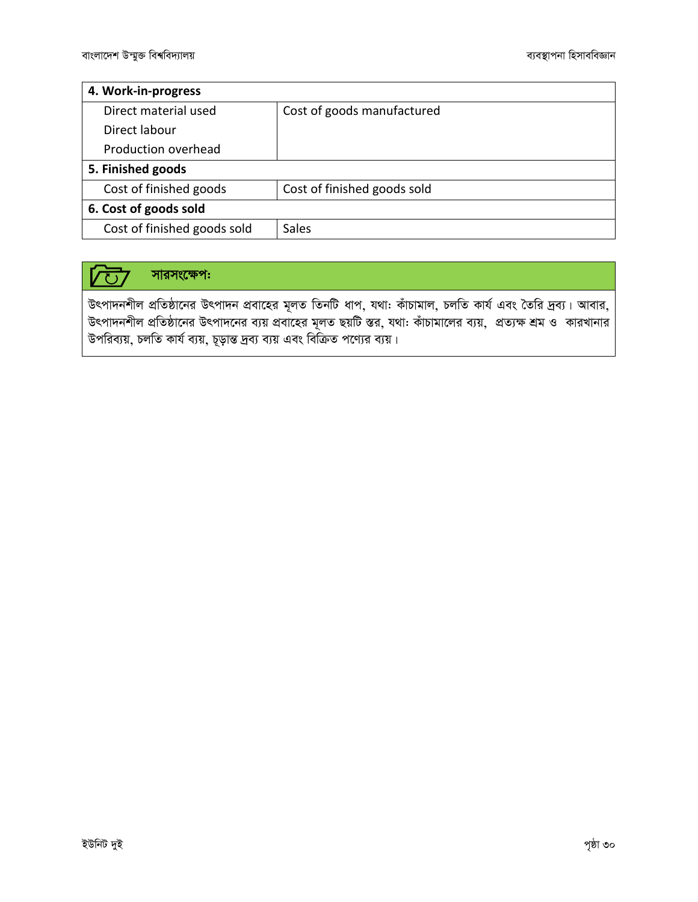| | |
|---|---|
| **4. Work-in-progress** | |
| Direct material used | Cost of goods manufactured |
| Direct labour | |
| Production overhead | |
| **5. Finished goods** | |
| Cost of finished goods | Cost of finished goods sold |
| **6. Cost of goods sold** | |
| Cost of finished goods sold | Sales |

**সারসংক্ষেপঃ**

উৎপাদনশীল প্রতিষ্ঠানের উৎপাদন প্রবাহের মূলত তিনটি ধাপ, যথাঃ কাঁচামাল, চলতি কার্য এবং তৈরি দ্রব্য। আবার, উৎপাদনশীল প্রতিষ্ঠানের উৎপাদনের ব্যয় প্রবাহের মূলত ছয়টি স্তর, যথাঃ কাঁচামালের ব্যয়, প্রত্যক্ষ শ্রম ও কারখানার উপরিব্যয়, চলতি কার্য ব্যয়, চূড়ান্ত দ্রব্য ব্যয় এবং বিক্রিত পণ্যের ব্যয়।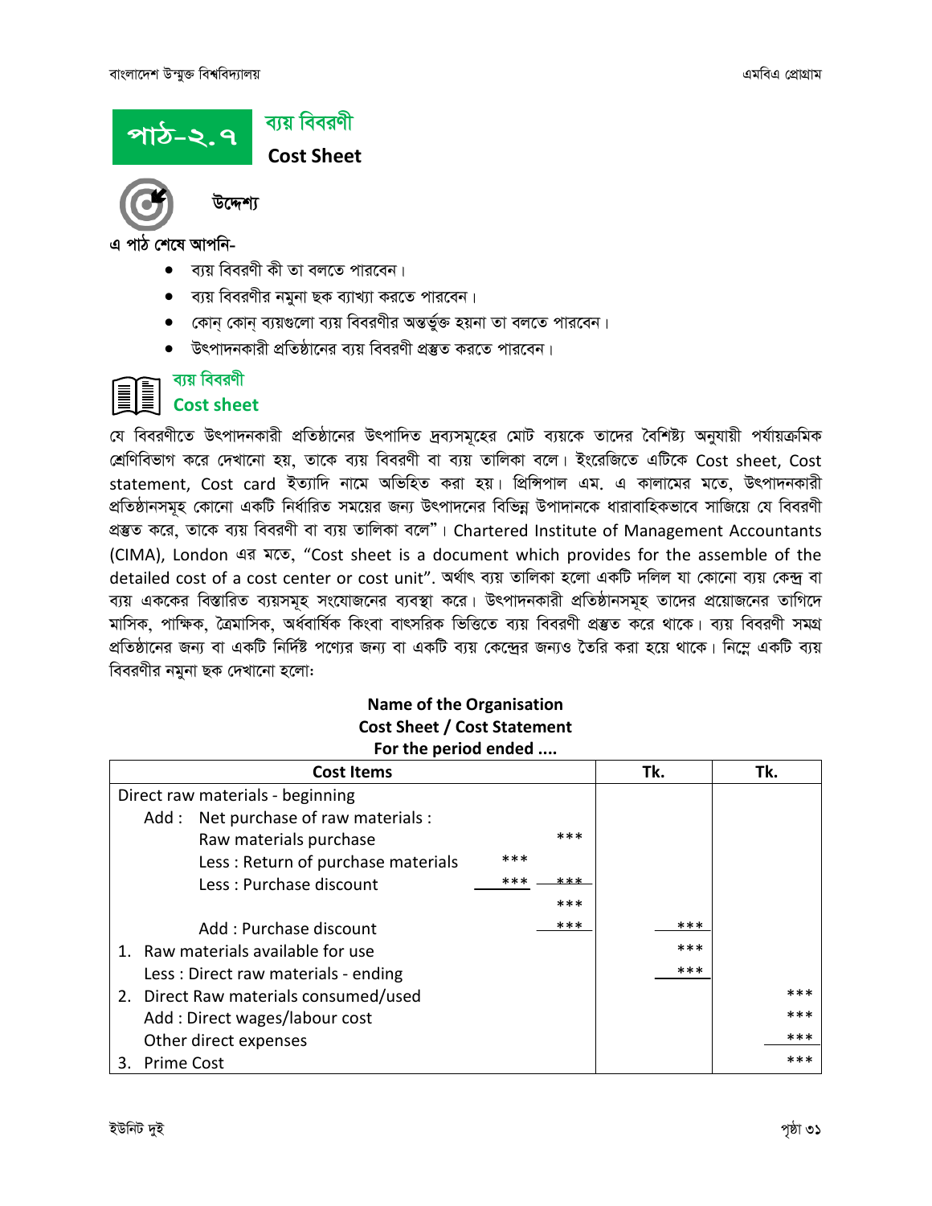# পাঠ-২.৭ ব্যয় বিবরণী
## Cost Sheet

**উদ্দেশ্য**

এ পাঠ শেষে আপনি-

- ব্যয় বিবরণী কী তা বলতে পারবেন।
- ব্যয় বিবরণীর নমুনা ছক ব্যাখ্যা করতে পারবেন।
- কোন্ কোন্ ব্যয়গুলো ব্যয় বিবরণীর অন্তর্ভুক্ত হয়না তা বলতে পারবেন।
- উৎপাদনকারী প্রতিষ্ঠানের ব্যয় বিবরণী প্রস্তুত করতে পারবেন।

### ব্যয় বিবরণী
### Cost sheet

যে বিবরণীতে উৎপাদনকারী প্রতিষ্ঠানের উৎপাদিত দ্রব্যসমূহের মোট ব্যয়কে তাদের বৈশিষ্ট্য অনুযায়ী পর্যায়ক্রমিক শ্রেণিবিভাগ করে দেখানো হয়, তাকে ব্যয় বিবরণী বা ব্যয় তালিকা বলে। ইংরেজিতে এটিকে Cost sheet, Cost statement, Cost card ইত্যাদি নামে অভিহিত করা হয়। প্রিন্সিপাল এম. এ কালামের মতে, উৎপাদনকারী প্রতিষ্ঠানসমূহ কোনো একটি নির্ধারিত সময়ের জন্য উৎপাদনের বিভিন্ন উপাদানকে ধারাবাহিকভাবে সাজিয়ে যে বিবরণী প্রস্তুত করে, তাকে ব্যয় বিবরণী বা ব্যয় তালিকা বলে"। Chartered Institute of Management Accountants (CIMA), London এর মতে, "Cost sheet is a document which provides for the assemble of the detailed cost of a cost center or cost unit". অর্থাৎ ব্যয় তালিকা হলো একটি দলিল যা কোনো ব্যয় কেন্দ্র বা ব্যয় এককের বিস্তারিত ব্যয়সমূহ সংযোজনের ব্যবস্থা করে। উৎপাদনকারী প্রতিষ্ঠানসমূহ তাদের প্রয়োজনের তাগিদে মাসিক, পাক্ষিক, ত্রৈমাসিক, অর্ধবার্ষিক কিংবা বাৎসরিক ভিত্তিতে ব্যয় বিবরণী প্রস্তুত করে থাকে। ব্যয় বিবরণী সমগ্র প্রতিষ্ঠানের জন্য বা একটি নির্দিষ্ট পণ্যের জন্য বা একটি ব্যয় কেন্দ্রের জন্যও তৈরি করা হয়ে থাকে। নিম্নে একটি ব্যয় বিবরণীর নমুনা ছক দেখানো হলোঃ

**Name of the Organisation**
**Cost Sheet / Cost Statement**
**For the period ended ....**

| Cost Items | | | Tk. | Tk. |
|---|---|---|---|---|
| Direct raw materials - beginning | | | | |
| Add : Net purchase of raw materials : | | | | |
| Raw materials purchase | | *** | | |
| Less : Return of purchase materials | *** | | | |
| Less : Purchase discount | *** | *** | | |
| | | *** | | |
| Add : Purchase discount | | *** | *** | |
| 1. Raw materials available for use | | | *** | |
| Less : Direct raw materials - ending | | | *** | |
| 2. Direct Raw materials consumed/used | | | | *** |
| Add : Direct wages/labour cost | | | | *** |
| Other direct expenses | | | | *** |
| 3. Prime Cost | | | | *** |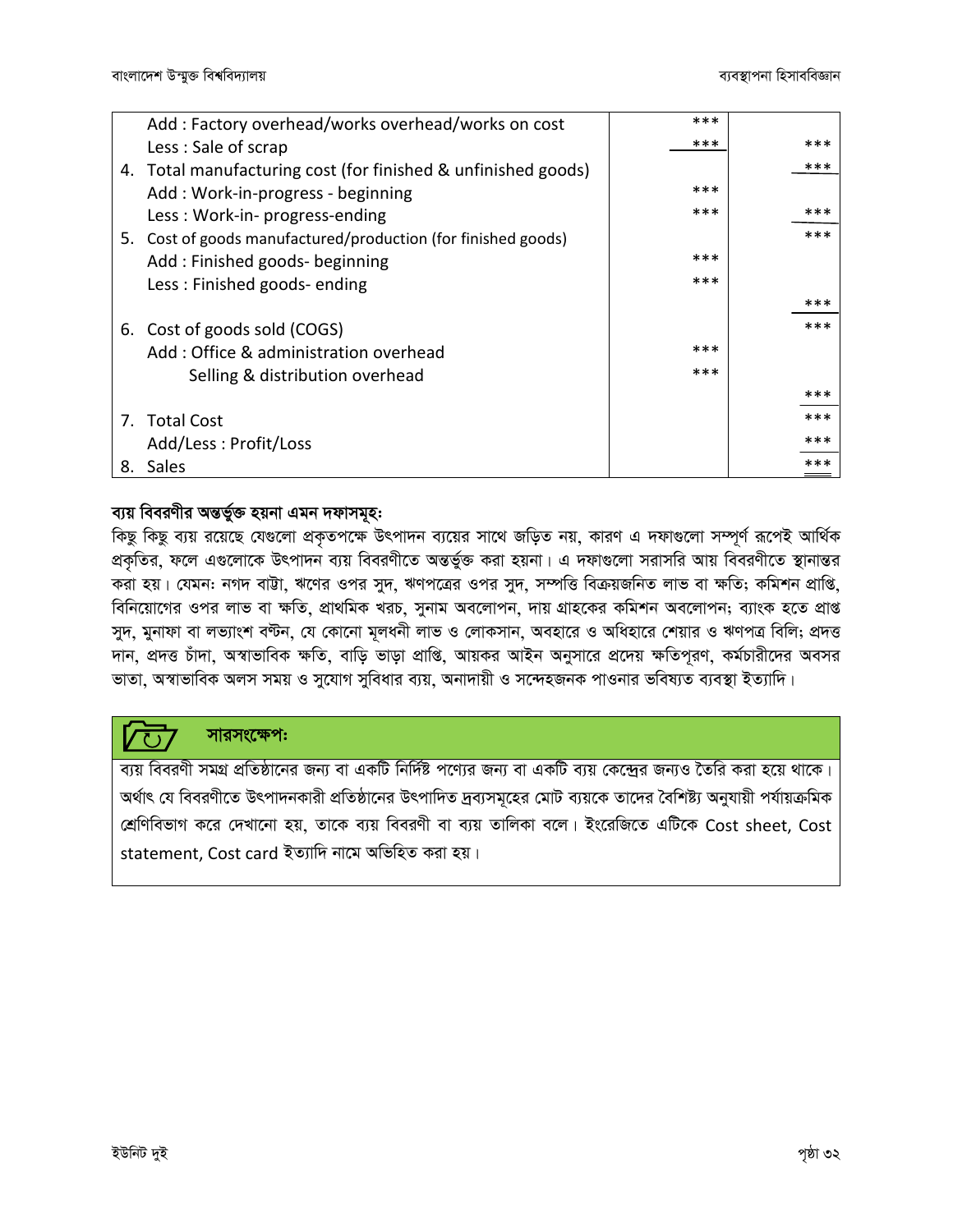| | | |
|---|---|---|
| Add : Factory overhead/works overhead/works on cost | *** | |
| Less : Sale of scrap | *** | *** |
| 4. Total manufacturing cost (for finished & unfinished goods) | | *** |
| Add : Work-in-progress - beginning | *** | |
| Less : Work-in- progress-ending | *** | *** |
| 5. Cost of goods manufactured/production (for finished goods) | | *** |
| Add : Finished goods- beginning | *** | |
| Less : Finished goods- ending | *** | |
| | | *** |
| 6. Cost of goods sold (COGS) | | *** |
| Add : Office & administration overhead | *** | |
| Selling & distribution overhead | *** | |
| | | *** |
| 7. Total Cost | | *** |
| Add/Less : Profit/Loss | | *** |
| 8. Sales | | *** |

**ব্যয় বিবরণীর অন্তর্ভুক্ত হয়না এমন দফাসমূহঃ**

কিছু কিছু ব্যয় রয়েছে যেগুলো প্রকৃতপক্ষে উৎপাদন ব্যয়ের সাথে জড়িত নয়, কারণ এ দফাগুলো সম্পূর্ণ রূপেই আর্থিক প্রকৃতির, ফলে এগুলোকে উৎপাদন ব্যয় বিবরণীতে অন্তর্ভুক্ত করা হয়না। এ দফাগুলো সরাসরি আয় বিবরণীতে স্থানান্তর করা হয়। যেমনঃ নগদ বাট্টা, ঋণের ওপর সুদ, ঋণপত্রের ওপর সুদ, সম্পত্তি বিক্রয়জনিত লাভ বা ক্ষতি; কমিশন প্রাপ্তি, বিনিয়োগের ওপর লাভ বা ক্ষতি, প্রাথমিক খরচ, সুনাম অবলোপন, দায় গ্রাহকের কমিশন অবলোপন; ব্যাংক হতে প্রাপ্ত সুদ, মুনাফা বা লভ্যাংশ বন্টন, যে কোনো মূলধনী লাভ ও লোকসান, অবহারে ও অধিহারে শেয়ার ও ঋণপত্র বিলি; প্রদত্ত দান, প্রদত্ত চাঁদা, অস্বাভাবিক ক্ষতি, বাড়ি ভাড়া প্রাপ্তি, আয়কর আইন অনুসারে প্রদেয় ক্ষতিপূরণ, কর্মচারীদের অবসর ভাতা, অস্বাভাবিক অলস সময় ও সুযোগ সুবিধার ব্যয়, অনাদায়ী ও সন্দেহজনক পাওনার ভবিষ্যত ব্যবস্থা ইত্যাদি।

**সারসংক্ষেপঃ**

ব্যয় বিবরণী সমগ্র প্রতিষ্ঠানের জন্য বা একটি নির্দিষ্ট পণ্যের জন্য বা একটি ব্যয় কেন্দ্রের জন্যও তৈরি করা হয়ে থাকে। অর্থাৎ যে বিবরণীতে উৎপাদনকারী প্রতিষ্ঠানের উৎপাদিত দ্রব্যসমূহের মোট ব্যয়কে তাদের বৈশিষ্ট্য অনুযায়ী পর্যায়ক্রমিক শ্রেণিবিভাগ করে দেখানো হয়, তাকে ব্যয় বিবরণী বা ব্যয় তালিকা বলে। ইংরেজিতে এটিকে Cost sheet, Cost statement, Cost card ইত্যাদি নামে অভিহিত করা হয়।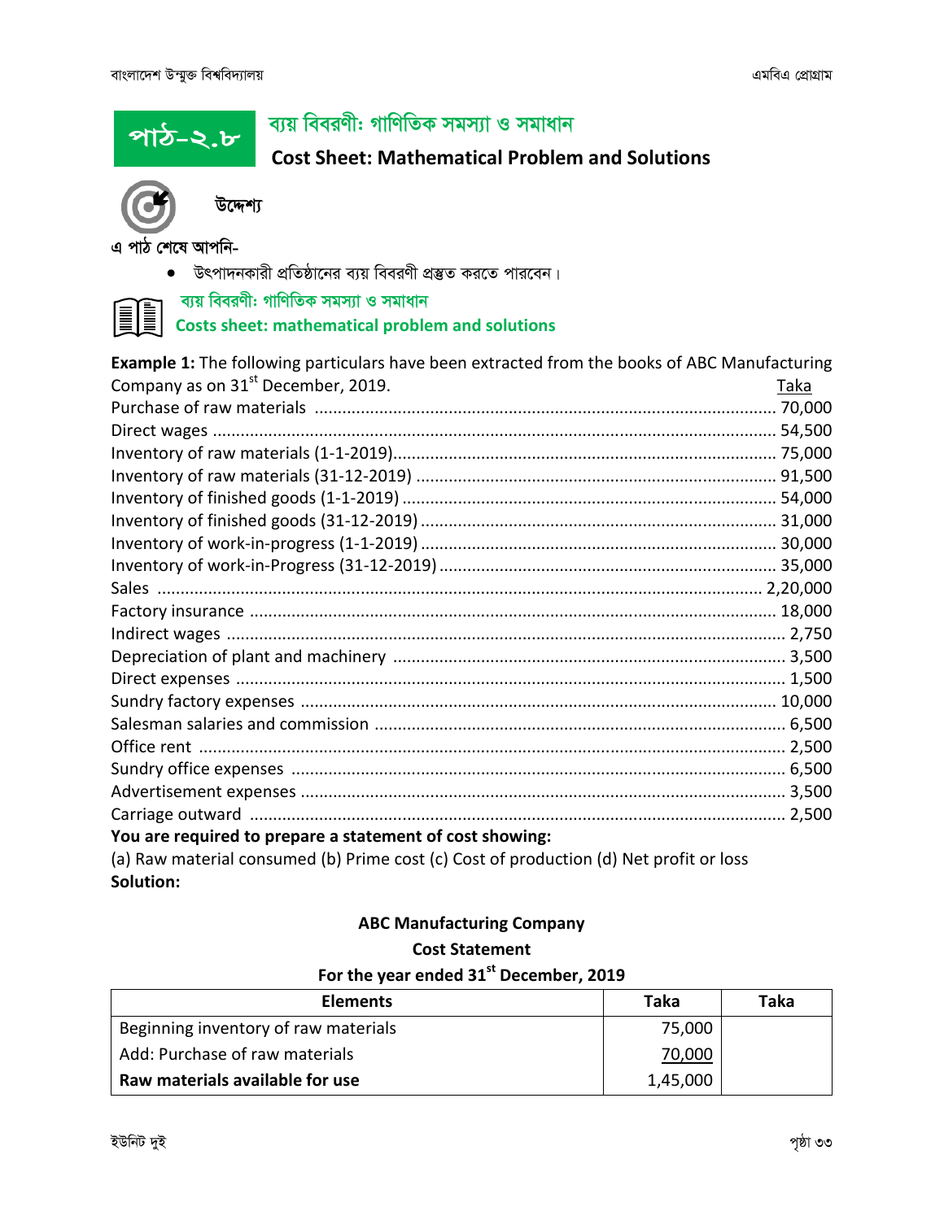# পাঠ-২.৮ ব্যয় বিবরণী: গাণিতিক সমস্যা ও সমাধান

## Cost Sheet: Mathematical Problem and Solutions

**উদ্দেশ্য**

**এ পাঠ শেষে আপনি-**

- উৎপাদনকারী প্রতিষ্ঠানের ব্যয় বিবরণী প্রস্তুত করতে পারবেন।

### ব্যয় বিবরণী: গাণিতিক সমস্যা ও সমাধান
### Costs sheet: mathematical problem and solutions

**Example 1:** The following particulars have been extracted from the books of ABC Manufacturing Company as on 31st December, 2019.

| Particulars | Taka |
|---|---|
| Purchase of raw materials | 70,000 |
| Direct wages | 54,500 |
| Inventory of raw materials (1-1-2019) | 75,000 |
| Inventory of raw materials (31-12-2019) | 91,500 |
| Inventory of finished goods (1-1-2019) | 54,000 |
| Inventory of finished goods (31-12-2019) | 31,000 |
| Inventory of work-in-progress (1-1-2019) | 30,000 |
| Inventory of work-in-Progress (31-12-2019) | 35,000 |
| Sales | 2,20,000 |
| Factory insurance | 18,000 |
| Indirect wages | 2,750 |
| Depreciation of plant and machinery | 3,500 |
| Direct expenses | 1,500 |
| Sundry factory expenses | 10,000 |
| Salesman salaries and commission | 6,500 |
| Office rent | 2,500 |
| Sundry office expenses | 6,500 |
| Advertisement expenses | 3,500 |
| Carriage outward | 2,500 |

**You are required to prepare a statement of cost showing:**

(a) Raw material consumed (b) Prime cost (c) Cost of production (d) Net profit or loss

**Solution:**

**ABC Manufacturing Company**
**Cost Statement**
**For the year ended 31st December, 2019**

| Elements | Taka | Taka |
|---|---|---|
| Beginning inventory of raw materials | 75,000 | |
| Add: Purchase of raw materials | 70,000 | |
| **Raw materials available for use** | 1,45,000 | |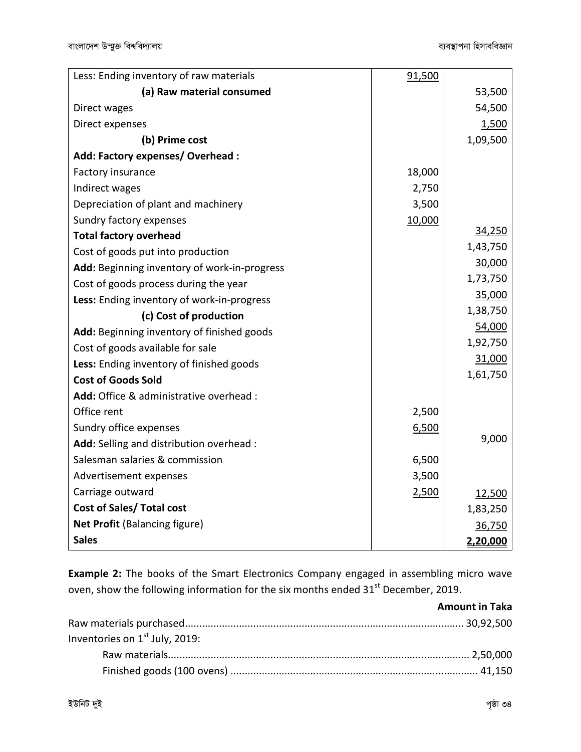| | | |
|---|---|---|
| Less: Ending inventory of raw materials | 91,500 | |
| **(a) Raw material consumed** | | 53,500 |
| Direct wages | | 54,500 |
| Direct expenses | | 1,500 |
| **(b) Prime cost** | | 1,09,500 |
| **Add: Factory expenses/ Overhead :** | | |
| Factory insurance | 18,000 | |
| Indirect wages | 2,750 | |
| Depreciation of plant and machinery | 3,500 | |
| Sundry factory expenses | 10,000 | |
| **Total factory overhead** | | 34,250 |
| Cost of goods put into production | | 1,43,750 |
| **Add:** Beginning inventory of work-in-progress | | 30,000 |
| Cost of goods process during the year | | 1,73,750 |
| **Less:** Ending inventory of work-in-progress | | 35,000 |
| **(c) Cost of production** | | 1,38,750 |
| **Add:** Beginning inventory of finished goods | | 54,000 |
| Cost of goods available for sale | | 1,92,750 |
| **Less:** Ending inventory of finished goods | | 31,000 |
| **Cost of Goods Sold** | | 1,61,750 |
| **Add:** Office & administrative overhead : | | |
| Office rent | 2,500 | |
| Sundry office expenses | 6,500 | 9,000 |
| **Add:** Selling and distribution overhead : | | |
| Salesman salaries & commission | 6,500 | |
| Advertisement expenses | 3,500 | |
| Carriage outward | 2,500 | 12,500 |
| **Cost of Sales/ Total cost** | | 1,83,250 |
| **Net Profit** (Balancing figure) | | 36,750 |
| **Sales** | | **2,20,000** |

**Example 2:** The books of the Smart Electronics Company engaged in assembling micro wave oven, show the following information for the six months ended 31st December, 2019.

**Amount in Taka**

Raw materials purchased.................................................................................................. 30,92,500

Inventories on 1st July, 2019:

Raw materials......................................................................................................... 2,50,000

Finished goods (100 ovens) ...................................................................................... 41,150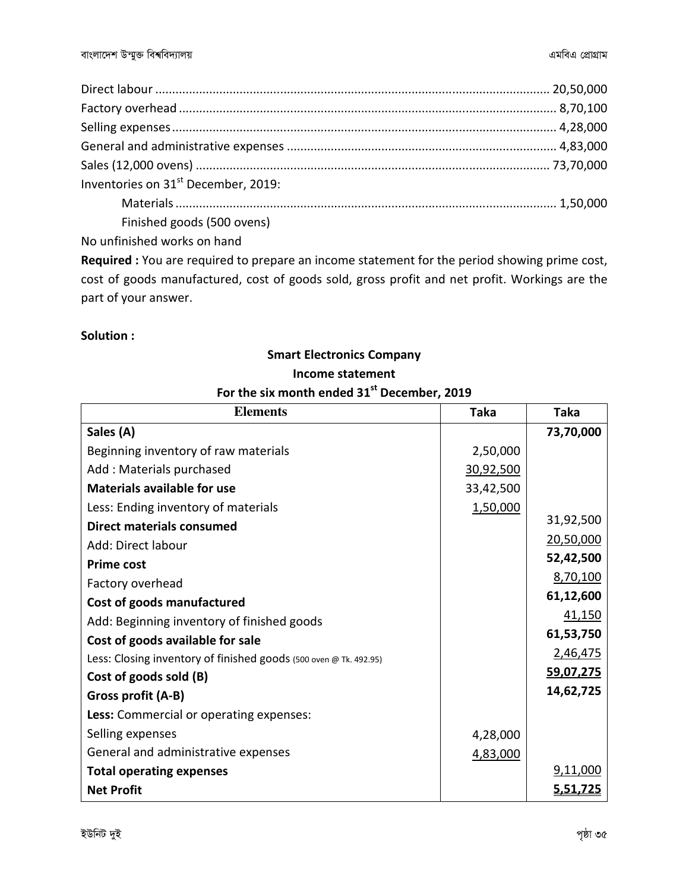Direct labour .................................................................................................................... 20,50,000
Factory overhead .............................................................................................................. 8,70,100
Selling expenses ................................................................................................................ 4,28,000
General and administrative expenses ............................................................................... 4,83,000
Sales (12,000 ovens) ....................................................................................................... 73,70,000
Inventories on 31st December, 2019:

Materials ........................................................................................................... 1,50,000

Finished goods (500 ovens)

No unfinished works on hand

**Required :** You are required to prepare an income statement for the period showing prime cost, cost of goods manufactured, cost of goods sold, gross profit and net profit. Workings are the part of your answer.

**Solution :**

**Smart Electronics Company**

**Income statement**

**For the six month ended 31st December, 2019**

| **Elements** | **Taka** | **Taka** |
|---|---|---|
| **Sales (A)** | | **73,70,000** |
| Beginning inventory of raw materials | 2,50,000 | |
| Add : Materials purchased | 30,92,500 | |
| **Materials available for use** | 33,42,500 | |
| Less: Ending inventory of materials | 1,50,000 | |
| **Direct materials consumed** | | 31,92,500 |
| Add: Direct labour | | 20,50,000 |
| **Prime cost** | | **52,42,500** |
| Factory overhead | | 8,70,100 |
| **Cost of goods manufactured** | | **61,12,600** |
| Add: Beginning inventory of finished goods | | 41,150 |
| **Cost of goods available for sale** | | **61,53,750** |
| Less: Closing inventory of finished goods (500 oven @ Tk. 492.95) | | 2,46,475 |
| **Cost of goods sold (B)** | | **59,07,275** |
| **Gross profit (A-B)** | | **14,62,725** |
| **Less:** Commercial or operating expenses: | | |
| Selling expenses | 4,28,000 | |
| General and administrative expenses | 4,83,000 | |
| **Total operating expenses** | | 9,11,000 |
| **Net Profit** | | **5,51,725** |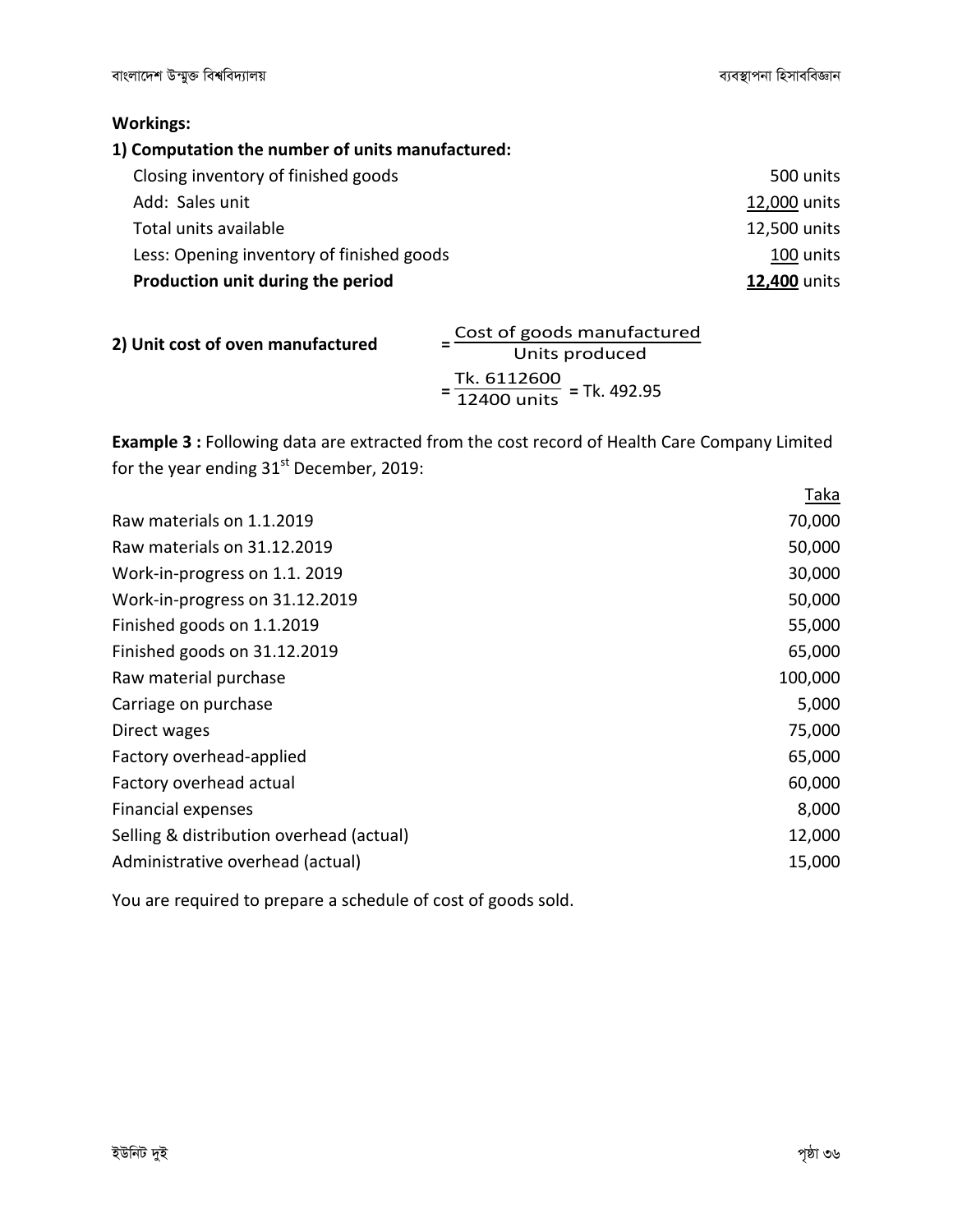**Workings:**

**1) Computation the number of units manufactured:**

| | |
|---|---|
| Closing inventory of finished goods | 500 units |
| Add: Sales unit | 12,000 units |
| Total units available | 12,500 units |
| Less: Opening inventory of finished goods | 100 units |
| **Production unit during the period** | **12,400** units |

**2) Unit cost of oven manufactured** $= \frac{\text{Cost of goods manufactured}}{\text{Units produced}}$

$= \frac{\text{Tk. } 6112600}{12400 \text{ units}} = \text{Tk. } 492.95$

**Example 3 :** Following data are extracted from the cost record of Health Care Company Limited for the year ending 31st December, 2019:

| | Taka |
|---|---:|
| Raw materials on 1.1.2019 | 70,000 |
| Raw materials on 31.12.2019 | 50,000 |
| Work-in-progress on 1.1. 2019 | 30,000 |
| Work-in-progress on 31.12.2019 | 50,000 |
| Finished goods on 1.1.2019 | 55,000 |
| Finished goods on 31.12.2019 | 65,000 |
| Raw material purchase | 100,000 |
| Carriage on purchase | 5,000 |
| Direct wages | 75,000 |
| Factory overhead-applied | 65,000 |
| Factory overhead actual | 60,000 |
| Financial expenses | 8,000 |
| Selling & distribution overhead (actual) | 12,000 |
| Administrative overhead (actual) | 15,000 |

You are required to prepare a schedule of cost of goods sold.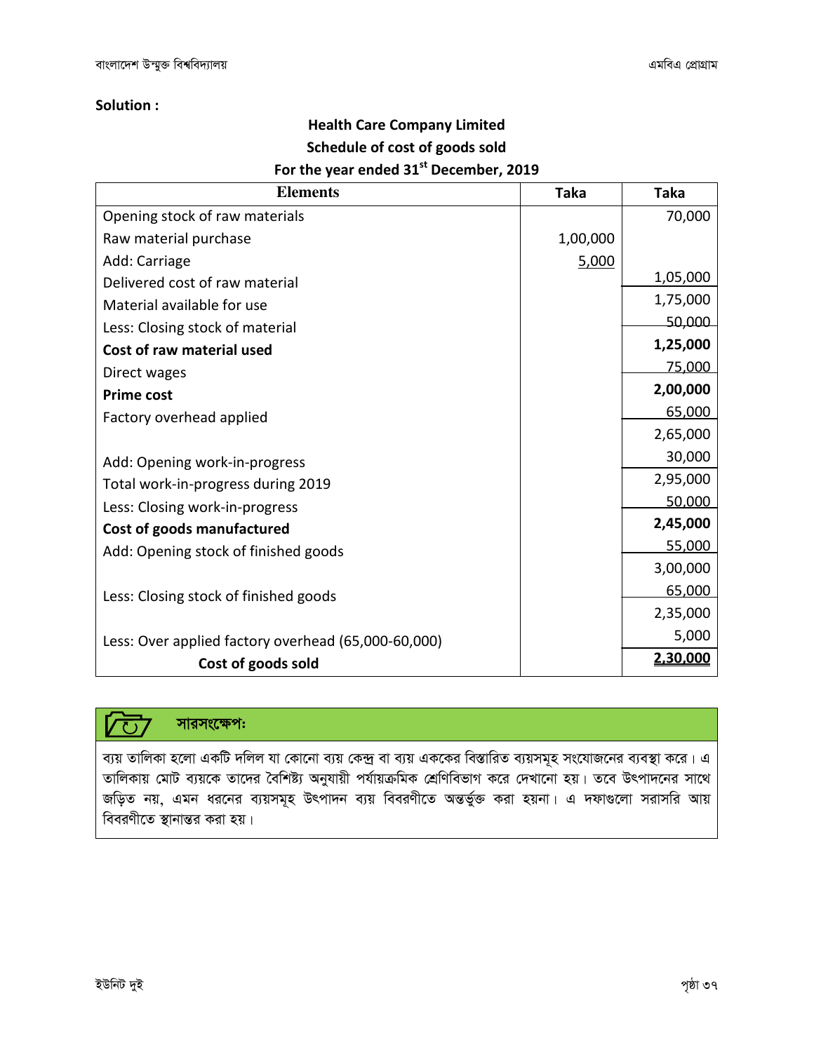**Solution :**

**Health Care Company Limited**
**Schedule of cost of goods sold**
**For the year ended 31st December, 2019**

| Elements | Taka | Taka |
|---|---|---|
| Opening stock of raw materials | | 70,000 |
| Raw material purchase | 1,00,000 | |
| Add: Carriage | 5,000 | |
| Delivered cost of raw material | | 1,05,000 |
| Material available for use | | 1,75,000 |
| Less: Closing stock of material | | 50,000 |
| **Cost of raw material used** | | **1,25,000** |
| Direct wages | | 75,000 |
| **Prime cost** | | **2,00,000** |
| Factory overhead applied | | 65,000 |
| | | 2,65,000 |
| Add: Opening work-in-progress | | 30,000 |
| Total work-in-progress during 2019 | | 2,95,000 |
| Less: Closing work-in-progress | | 50,000 |
| **Cost of goods manufactured** | | **2,45,000** |
| Add: Opening stock of finished goods | | 55,000 |
| | | 3,00,000 |
| Less: Closing stock of finished goods | | 65,000 |
| | | 2,35,000 |
| Less: Over applied factory overhead (65,000-60,000) | | 5,000 |
| **Cost of goods sold** | | **2,30,000** |

**সারসংক্ষেপ:**

ব্যয় তালিকা হলো একটি দলিল যা কোনো ব্যয় কেন্দ্র বা ব্যয় এককের বিস্তারিত ব্যয়সমূহ সংযোজনের ব্যবস্থা করে। এ তালিকায় মোট ব্যয়কে তাদের বৈশিষ্ট্য অনুযায়ী পর্যায়ক্রমিক শ্রেণিবিভাগ করে দেখানো হয়। তবে উৎপাদনের সাথে জড়িত নয়, এমন ধরনের ব্যয়সমূহ উৎপাদন ব্যয় বিবরণীতে অন্তর্ভুক্ত করা হয়না। এ দফাগুলো সরাসরি আয় বিবরণীতে স্থানান্তর করা হয়।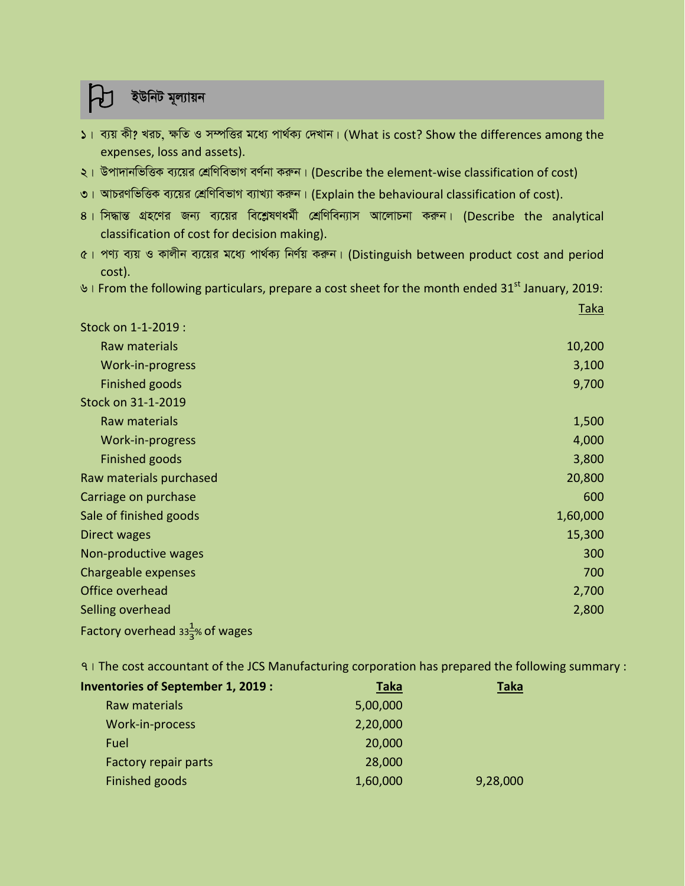## ইউনিট মূল্যায়ন

১। ব্যয় কী? খরচ, ক্ষতি ও সম্পত্তির মধ্যে পার্থক্য দেখান। (What is cost? Show the differences among the expenses, loss and assets).

২। উপাদানভিত্তিক ব্যয়ের শ্রেণিবিভাগ বর্ণনা করুন। (Describe the element-wise classification of cost)

৩। আচরণভিত্তিক ব্যয়ের শ্রেণিবিভাগ ব্যাখ্যা করুন। (Explain the behavioural classification of cost).

৪। সিদ্ধান্ত গ্রহণের জন্য ব্যয়ের বিশ্লেষণধর্মী শ্রেণিবিন্যাস আলোচনা করুন। (Describe the analytical classification of cost for decision making).

৫। পণ্য ব্যয় ও কালীন ব্যয়ের মধ্যে পার্থক্য নির্ণয় করুন। (Distinguish between product cost and period cost).

৬। From the following particulars, prepare a cost sheet for the month ended 31st January, 2019:

| | Taka |
|---|---|
| Stock on 1-1-2019 : | |
| Raw materials | 10,200 |
| Work-in-progress | 3,100 |
| Finished goods | 9,700 |
| Stock on 31-1-2019 | |
| Raw materials | 1,500 |
| Work-in-progress | 4,000 |
| Finished goods | 3,800 |
| Raw materials purchased | 20,800 |
| Carriage on purchase | 600 |
| Sale of finished goods | 1,60,000 |
| Direct wages | 15,300 |
| Non-productive wages | 300 |
| Chargeable expenses | 700 |
| Office overhead | 2,700 |
| Selling overhead | 2,800 |
| Factory overhead $33\frac{1}{3}\%$ of wages | |

৭। The cost accountant of the JCS Manufacturing corporation has prepared the following summary :

| **Inventories of September 1, 2019 :** | **Taka** | **Taka** |
|---|---|---|
| Raw materials | 5,00,000 | |
| Work-in-process | 2,20,000 | |
| Fuel | 20,000 | |
| Factory repair parts | 28,000 | |
| Finished goods | 1,60,000 | 9,28,000 |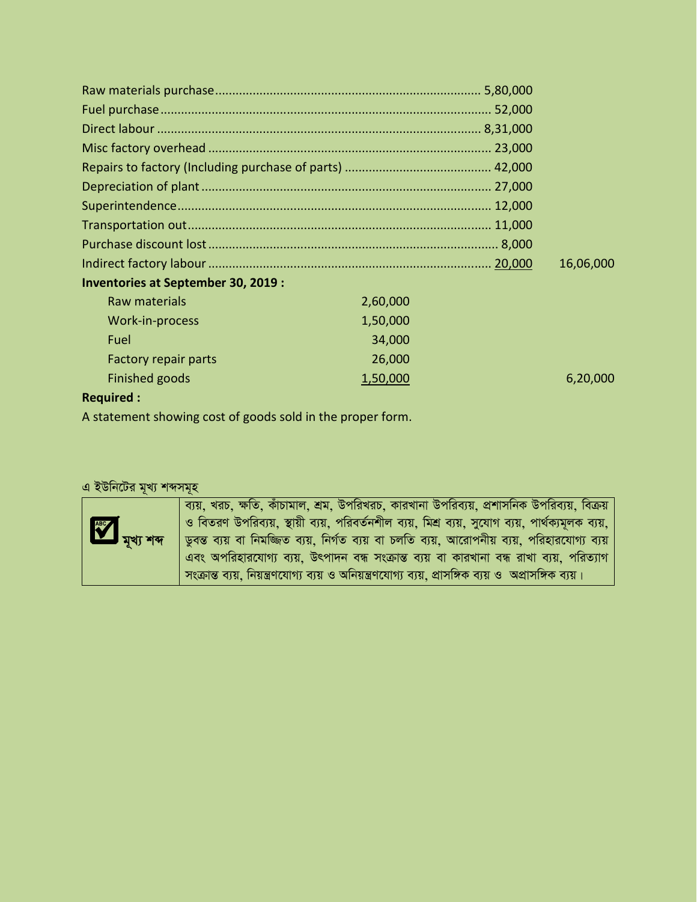| | | | |
|---|---|---|---|
| Raw materials purchase | | 5,80,000 | |
| Fuel purchase | | 52,000 | |
| Direct labour | | 8,31,000 | |
| Misc factory overhead | | 23,000 | |
| Repairs to factory (Including purchase of parts) | | 42,000 | |
| Depreciation of plant | | 27,000 | |
| Superintendence | | 12,000 | |
| Transportation out | | 11,000 | |
| Purchase discount lost | | 8,000 | |
| Indirect factory labour | | 20,000 | 16,06,000 |
| **Inventories at September 30, 2019 :** | | | |
| Raw materials | 2,60,000 | | |
| Work-in-process | 1,50,000 | | |
| Fuel | 34,000 | | |
| Factory repair parts | 26,000 | | |
| Finished goods | 1,50,000 | | 6,20,000 |

**Required :**

A statement showing cost of goods sold in the proper form.

এ ইউনিটের মূখ্য শব্দসমূহ

| | |
|---|---|
| মূখ্য শব্দ | ব্যয়, খরচ, ক্ষতি, কাঁচামাল, শ্রম, উপরিখরচ, কারখানা উপরিব্যয়, প্রশাসনিক উপরিব্যয়, বিক্রয় ও বিতরণ উপরিব্যয়, স্থায়ী ব্যয়, পরিবর্তনশীল ব্যয়, মিশ্র ব্যয়, সুযোগ ব্যয়, পার্থক্যমূলক ব্যয়, ডুবন্ত ব্যয় বা নিমজ্জিত ব্যয়, নির্গত ব্যয় বা চলতি ব্যয়, আরোপনীয় ব্যয়, পরিহারযোগ্য ব্যয় এবং অপরিহারযোগ্য ব্যয়, উৎপাদন বন্ধ সংক্রান্ত ব্যয় বা কারখানা বন্ধ রাখা ব্যয়, পরিত্যাগ সংক্রান্ত ব্যয়, নিয়ন্ত্রণযোগ্য ব্যয় ও অনিয়ন্ত্রণযোগ্য ব্যয়, প্রাসঙ্গিক ব্যয় ও অপ্রাসঙ্গিক ব্যয়। |